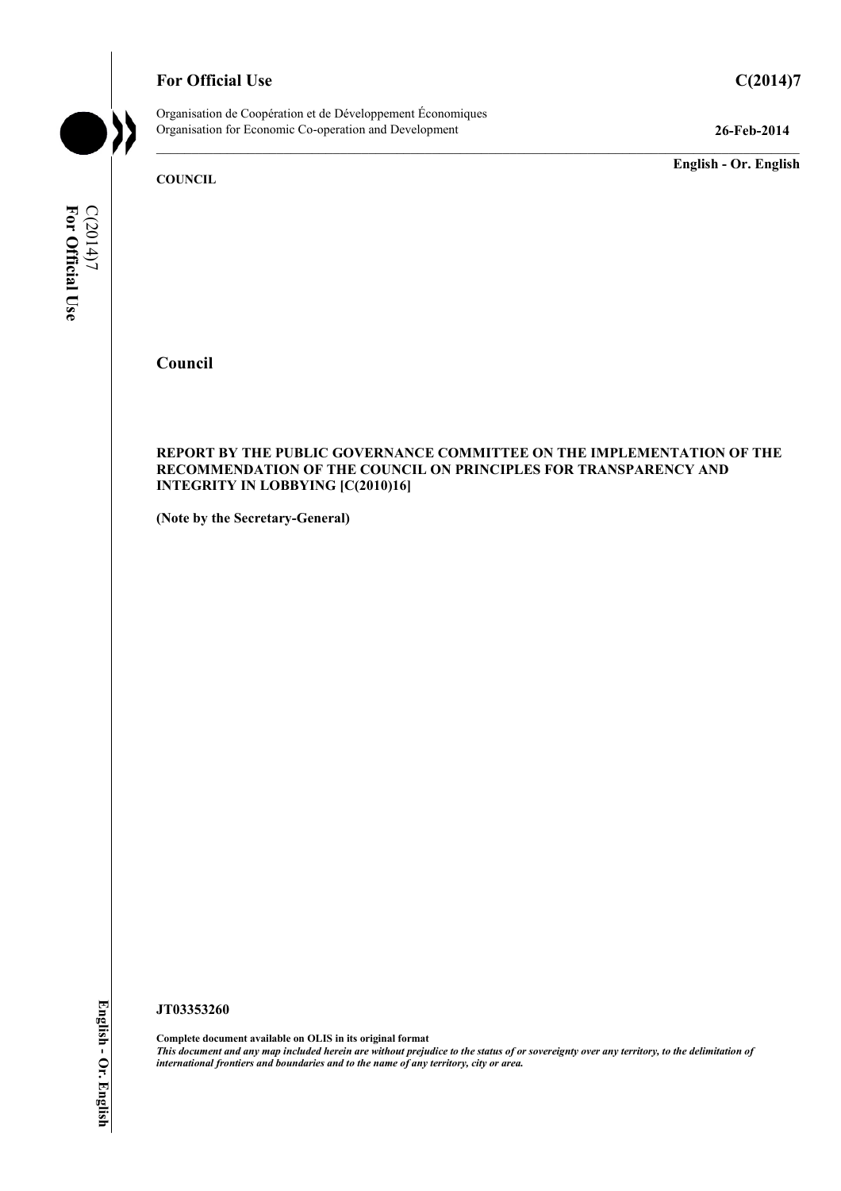**For Official Use** **C(2014)7**

Organisation de Coopération et de Développement Économiques
Organisation for Economic Co-operation and Development **26-Feb-2014**

**English - Or. English**

**COUNCIL**

# Council

**REPORT BY THE PUBLIC GOVERNANCE COMMITTEE ON THE IMPLEMENTATION OF THE RECOMMENDATION OF THE COUNCIL ON PRINCIPLES FOR TRANSPARENCY AND INTEGRITY IN LOBBYING [C(2010)16]**

**(Note by the Secretary-General)**

**JT03353260**

**Complete document available on OLIS in its original format**
***This document and any map included herein are without prejudice to the status of or sovereignty over any territory, to the delimitation of international frontiers and boundaries and to the name of any territory, city or area.***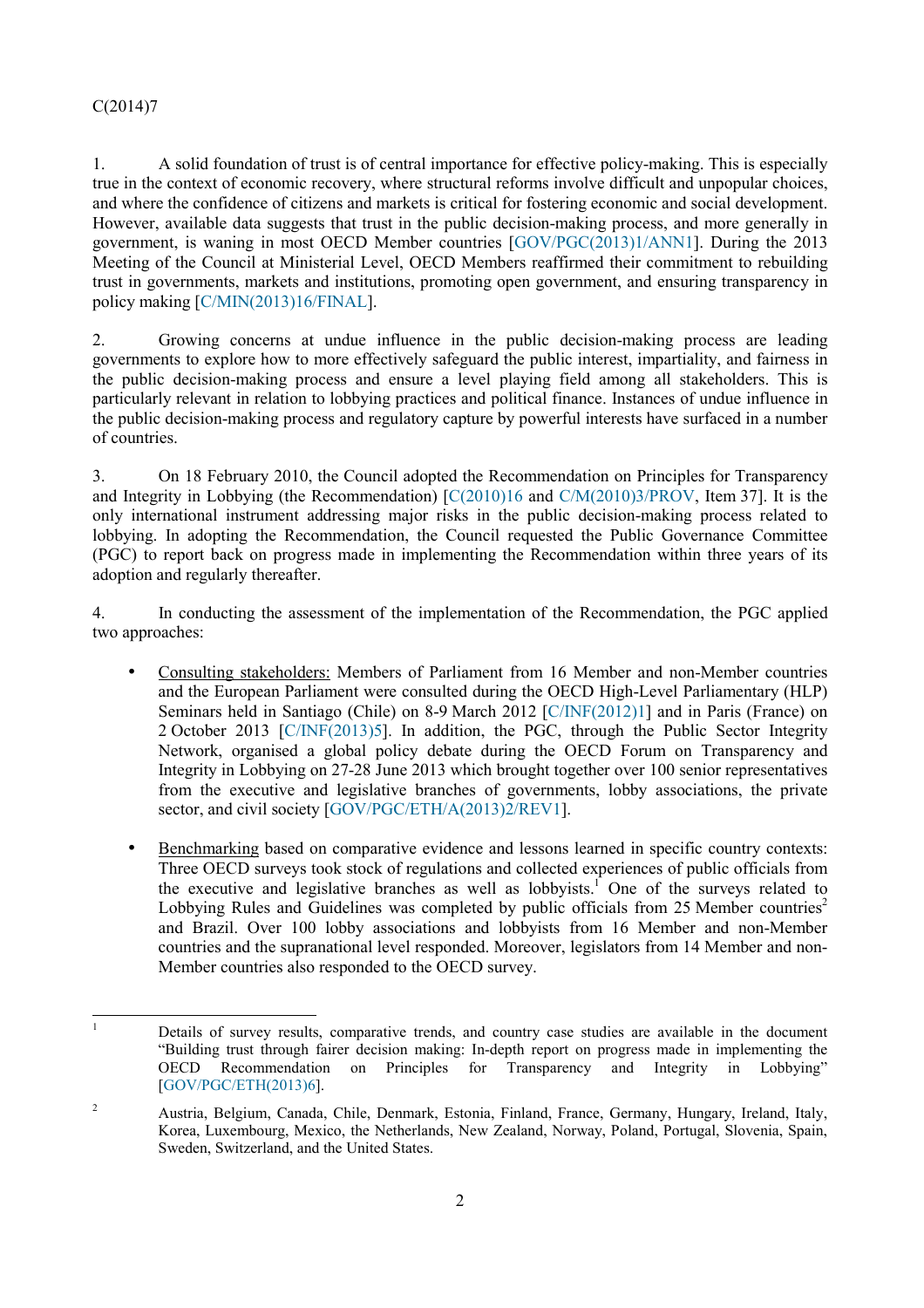1. A solid foundation of trust is of central importance for effective policy-making. This is especially true in the context of economic recovery, where structural reforms involve difficult and unpopular choices, and where the confidence of citizens and markets is critical for fostering economic and social development. However, available data suggests that trust in the public decision-making process, and more generally in government, is waning in most OECD Member countries [GOV/PGC(2013)1/ANN1]. During the 2013 Meeting of the Council at Ministerial Level, OECD Members reaffirmed their commitment to rebuilding trust in governments, markets and institutions, promoting open government, and ensuring transparency in policy making [C/MIN(2013)16/FINAL].

2. Growing concerns at undue influence in the public decision-making process are leading governments to explore how to more effectively safeguard the public interest, impartiality, and fairness in the public decision-making process and ensure a level playing field among all stakeholders. This is particularly relevant in relation to lobbying practices and political finance. Instances of undue influence in the public decision-making process and regulatory capture by powerful interests have surfaced in a number of countries.

3. On 18 February 2010, the Council adopted the Recommendation on Principles for Transparency and Integrity in Lobbying (the Recommendation) [C(2010)16 and C/M(2010)3/PROV, Item 37]. It is the only international instrument addressing major risks in the public decision-making process related to lobbying. In adopting the Recommendation, the Council requested the Public Governance Committee (PGC) to report back on progress made in implementing the Recommendation within three years of its adoption and regularly thereafter.

4. In conducting the assessment of the implementation of the Recommendation, the PGC applied two approaches:

- Consulting stakeholders: Members of Parliament from 16 Member and non-Member countries and the European Parliament were consulted during the OECD High-Level Parliamentary (HLP) Seminars held in Santiago (Chile) on 8-9 March 2012 [C/INF(2012)1] and in Paris (France) on 2 October 2013 [C/INF(2013)5]. In addition, the PGC, through the Public Sector Integrity Network, organised a global policy debate during the OECD Forum on Transparency and Integrity in Lobbying on 27-28 June 2013 which brought together over 100 senior representatives from the executive and legislative branches of governments, lobby associations, the private sector, and civil society [GOV/PGC/ETH/A(2013)2/REV1].

- Benchmarking based on comparative evidence and lessons learned in specific country contexts: Three OECD surveys took stock of regulations and collected experiences of public officials from the executive and legislative branches as well as lobbyists.[1] One of the surveys related to Lobbying Rules and Guidelines was completed by public officials from 25 Member countries[2] and Brazil. Over 100 lobby associations and lobbyists from 16 Member and non-Member countries and the supranational level responded. Moreover, legislators from 14 Member and non-Member countries also responded to the OECD survey.

---

[1] Details of survey results, comparative trends, and country case studies are available in the document "Building trust through fairer decision making: In-depth report on progress made in implementing the OECD Recommendation on Principles for Transparency and Integrity in Lobbying" [GOV/PGC/ETH(2013)6].

[2] Austria, Belgium, Canada, Chile, Denmark, Estonia, Finland, France, Germany, Hungary, Ireland, Italy, Korea, Luxembourg, Mexico, the Netherlands, New Zealand, Norway, Poland, Portugal, Slovenia, Spain, Sweden, Switzerland, and the United States.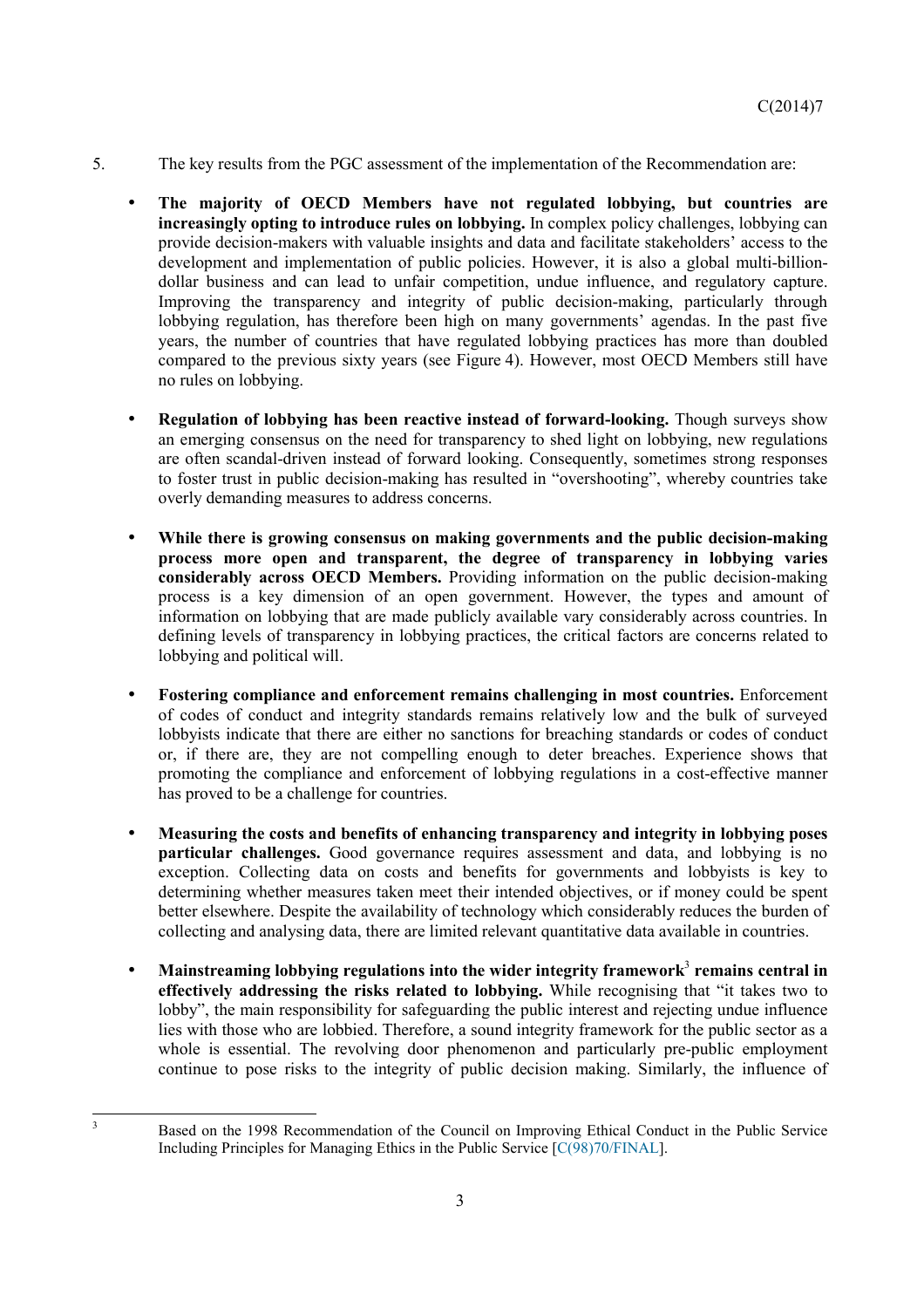5. The key results from the PGC assessment of the implementation of the Recommendation are:

- **The majority of OECD Members have not regulated lobbying, but countries are increasingly opting to introduce rules on lobbying.** In complex policy challenges, lobbying can provide decision-makers with valuable insights and data and facilitate stakeholders' access to the development and implementation of public policies. However, it is also a global multi-billion-dollar business and can lead to unfair competition, undue influence, and regulatory capture. Improving the transparency and integrity of public decision-making, particularly through lobbying regulation, has therefore been high on many governments' agendas. In the past five years, the number of countries that have regulated lobbying practices has more than doubled compared to the previous sixty years (see Figure 4). However, most OECD Members still have no rules on lobbying.

- **Regulation of lobbying has been reactive instead of forward-looking.** Though surveys show an emerging consensus on the need for transparency to shed light on lobbying, new regulations are often scandal-driven instead of forward looking. Consequently, sometimes strong responses to foster trust in public decision-making has resulted in "overshooting", whereby countries take overly demanding measures to address concerns.

- **While there is growing consensus on making governments and the public decision-making process more open and transparent, the degree of transparency in lobbying varies considerably across OECD Members.** Providing information on the public decision-making process is a key dimension of an open government. However, the types and amount of information on lobbying that are made publicly available vary considerably across countries. In defining levels of transparency in lobbying practices, the critical factors are concerns related to lobbying and political will.

- **Fostering compliance and enforcement remains challenging in most countries.** Enforcement of codes of conduct and integrity standards remains relatively low and the bulk of surveyed lobbyists indicate that there are either no sanctions for breaching standards or codes of conduct or, if there are, they are not compelling enough to deter breaches. Experience shows that promoting the compliance and enforcement of lobbying regulations in a cost-effective manner has proved to be a challenge for countries.

- **Measuring the costs and benefits of enhancing transparency and integrity in lobbying poses particular challenges.** Good governance requires assessment and data, and lobbying is no exception. Collecting data on costs and benefits for governments and lobbyists is key to determining whether measures taken meet their intended objectives, or if money could be spent better elsewhere. Despite the availability of technology which considerably reduces the burden of collecting and analysing data, there are limited relevant quantitative data available in countries.

- **Mainstreaming lobbying regulations into the wider integrity framework[3] remains central in effectively addressing the risks related to lobbying.** While recognising that "it takes two to lobby", the main responsibility for safeguarding the public interest and rejecting undue influence lies with those who are lobbied. Therefore, a sound integrity framework for the public sector as a whole is essential. The revolving door phenomenon and particularly pre-public employment continue to pose risks to the integrity of public decision making. Similarly, the influence of

---

[3] Based on the 1998 Recommendation of the Council on Improving Ethical Conduct in the Public Service Including Principles for Managing Ethics in the Public Service [C(98)70/FINAL].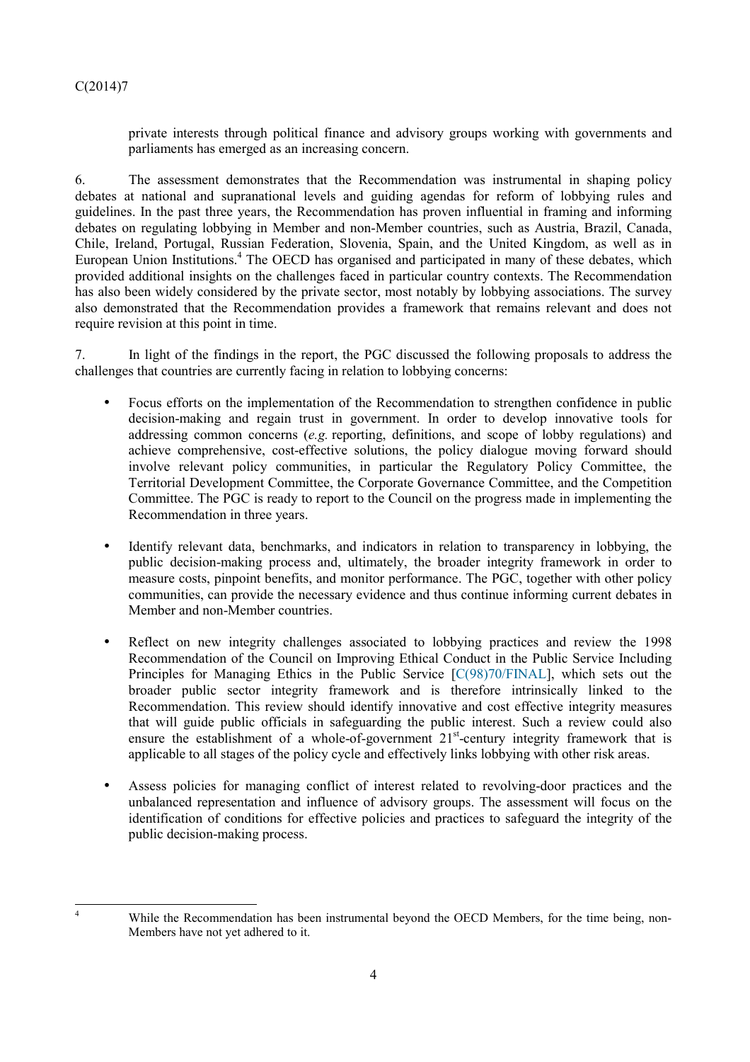private interests through political finance and advisory groups working with governments and parliaments has emerged as an increasing concern.

6. The assessment demonstrates that the Recommendation was instrumental in shaping policy debates at national and supranational levels and guiding agendas for reform of lobbying rules and guidelines. In the past three years, the Recommendation has proven influential in framing and informing debates on regulating lobbying in Member and non-Member countries, such as Austria, Brazil, Canada, Chile, Ireland, Portugal, Russian Federation, Slovenia, Spain, and the United Kingdom, as well as in European Union Institutions.[4] The OECD has organised and participated in many of these debates, which provided additional insights on the challenges faced in particular country contexts. The Recommendation has also been widely considered by the private sector, most notably by lobbying associations. The survey also demonstrated that the Recommendation provides a framework that remains relevant and does not require revision at this point in time.

7. In light of the findings in the report, the PGC discussed the following proposals to address the challenges that countries are currently facing in relation to lobbying concerns:

- Focus efforts on the implementation of the Recommendation to strengthen confidence in public decision-making and regain trust in government. In order to develop innovative tools for addressing common concerns (*e.g.* reporting, definitions, and scope of lobby regulations) and achieve comprehensive, cost-effective solutions, the policy dialogue moving forward should involve relevant policy communities, in particular the Regulatory Policy Committee, the Territorial Development Committee, the Corporate Governance Committee, and the Competition Committee. The PGC is ready to report to the Council on the progress made in implementing the Recommendation in three years.

- Identify relevant data, benchmarks, and indicators in relation to transparency in lobbying, the public decision-making process and, ultimately, the broader integrity framework in order to measure costs, pinpoint benefits, and monitor performance. The PGC, together with other policy communities, can provide the necessary evidence and thus continue informing current debates in Member and non-Member countries.

- Reflect on new integrity challenges associated to lobbying practices and review the 1998 Recommendation of the Council on Improving Ethical Conduct in the Public Service Including Principles for Managing Ethics in the Public Service [C(98)70/FINAL], which sets out the broader public sector integrity framework and is therefore intrinsically linked to the Recommendation. This review should identify innovative and cost effective integrity measures that will guide public officials in safeguarding the public interest. Such a review could also ensure the establishment of a whole-of-government 21st-century integrity framework that is applicable to all stages of the policy cycle and effectively links lobbying with other risk areas.

- Assess policies for managing conflict of interest related to revolving-door practices and the unbalanced representation and influence of advisory groups. The assessment will focus on the identification of conditions for effective policies and practices to safeguard the integrity of the public decision-making process.

---

[4] While the Recommendation has been instrumental beyond the OECD Members, for the time being, non-Members have not yet adhered to it.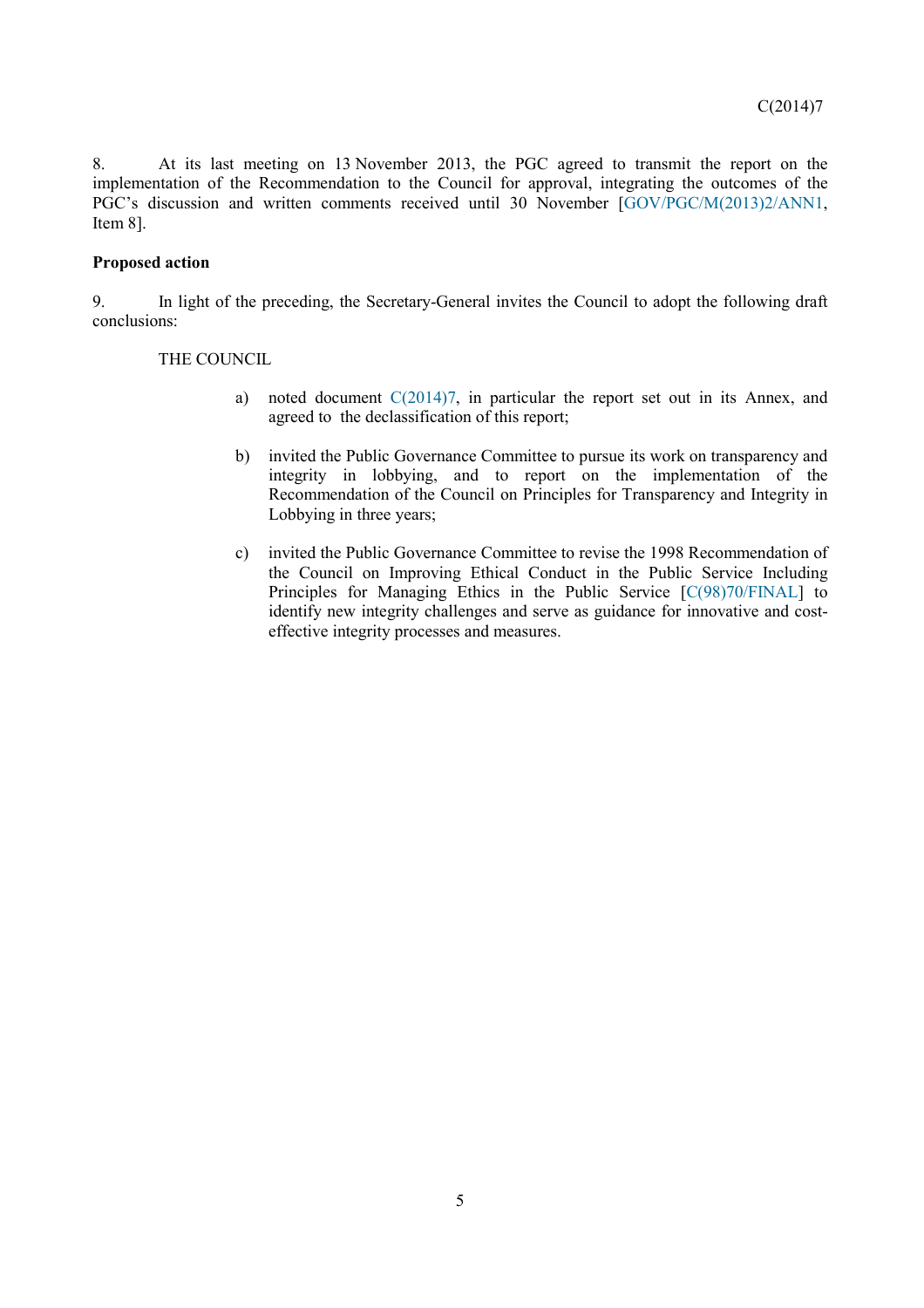8. At its last meeting on 13 November 2013, the PGC agreed to transmit the report on the implementation of the Recommendation to the Council for approval, integrating the outcomes of the PGC's discussion and written comments received until 30 November [GOV/PGC/M(2013)2/ANN1, Item 8].

**Proposed action**

9. In light of the preceding, the Secretary-General invites the Council to adopt the following draft conclusions:

THE COUNCIL

a) noted document C(2014)7, in particular the report set out in its Annex, and agreed to the declassification of this report;

b) invited the Public Governance Committee to pursue its work on transparency and integrity in lobbying, and to report on the implementation of the Recommendation of the Council on Principles for Transparency and Integrity in Lobbying in three years;

c) invited the Public Governance Committee to revise the 1998 Recommendation of the Council on Improving Ethical Conduct in the Public Service Including Principles for Managing Ethics in the Public Service [C(98)70/FINAL] to identify new integrity challenges and serve as guidance for innovative and cost-effective integrity processes and measures.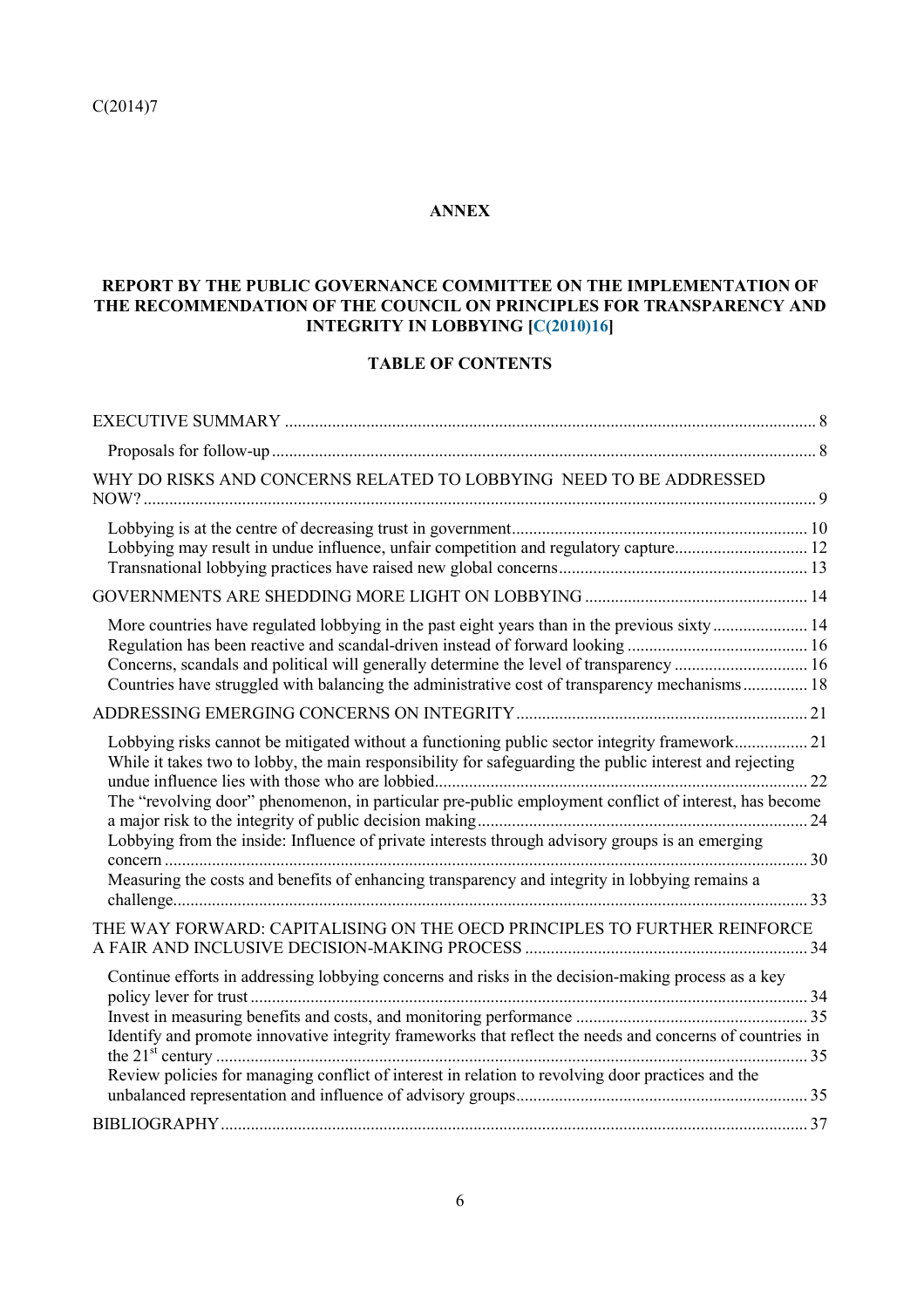C(2014)7

**ANNEX**

**REPORT BY THE PUBLIC GOVERNANCE COMMITTEE ON THE IMPLEMENTATION OF THE RECOMMENDATION OF THE COUNCIL ON PRINCIPLES FOR TRANSPARENCY AND INTEGRITY IN LOBBYING [C(2010)16]**

**TABLE OF CONTENTS**

EXECUTIVE SUMMARY .......... 8

- Proposals for follow-up .......... 8

WHY DO RISKS AND CONCERNS RELATED TO LOBBYING NEED TO BE ADDRESSED NOW? .......... 9

- Lobbying is at the centre of decreasing trust in government .......... 10
- Lobbying may result in undue influence, unfair competition and regulatory capture .......... 12
- Transnational lobbying practices have raised new global concerns .......... 13

GOVERNMENTS ARE SHEDDING MORE LIGHT ON LOBBYING .......... 14

- More countries have regulated lobbying in the past eight years than in the previous sixty .......... 14
- Regulation has been reactive and scandal-driven instead of forward looking .......... 16
- Concerns, scandals and political will generally determine the level of transparency .......... 16
- Countries have struggled with balancing the administrative cost of transparency mechanisms .......... 18

ADDRESSING EMERGING CONCERNS ON INTEGRITY .......... 21

- Lobbying risks cannot be mitigated without a functioning public sector integrity framework .......... 21
- While it takes two to lobby, the main responsibility for safeguarding the public interest and rejecting undue influence lies with those who are lobbied .......... 22
- The "revolving door" phenomenon, in particular pre-public employment conflict of interest, has become a major risk to the integrity of public decision making .......... 24
- Lobbying from the inside: Influence of private interests through advisory groups is an emerging concern .......... 30
- Measuring the costs and benefits of enhancing transparency and integrity in lobbying remains a challenge .......... 33

THE WAY FORWARD: CAPITALISING ON THE OECD PRINCIPLES TO FURTHER REINFORCE A FAIR AND INCLUSIVE DECISION-MAKING PROCESS .......... 34

- Continue efforts in addressing lobbying concerns and risks in the decision-making process as a key policy lever for trust .......... 34
- Invest in measuring benefits and costs, and monitoring performance .......... 35
- Identify and promote innovative integrity frameworks that reflect the needs and concerns of countries in the 21st century .......... 35
- Review policies for managing conflict of interest in relation to revolving door practices and the unbalanced representation and influence of advisory groups .......... 35

BIBLIOGRAPHY .......... 37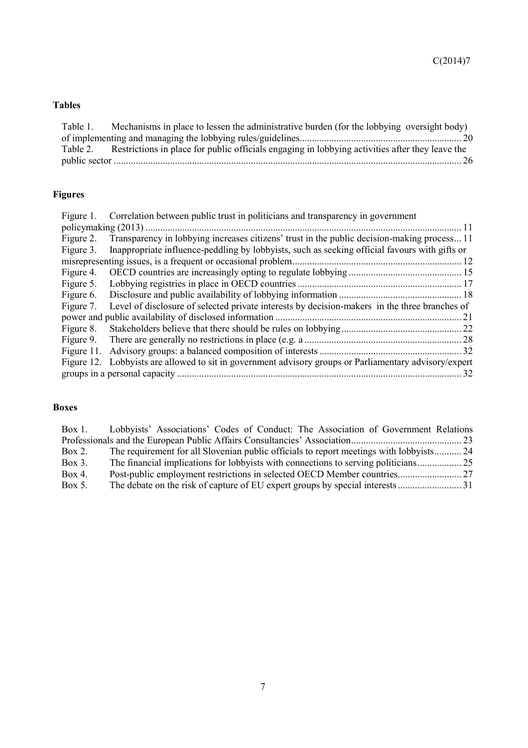**Tables**

Table 1. Mechanisms in place to lessen the administrative burden (for the lobbying oversight body) of implementing and managing the lobbying rules/guidelines ................................................................. 20
Table 2. Restrictions in place for public officials engaging in lobbying activities after they leave the public sector ........................................................................................................................................ 26

**Figures**

Figure 1. Correlation between public trust in politicians and transparency in government policymaking (2013) ................................................................................................................................ 11
Figure 2. Transparency in lobbying increases citizens' trust in the public decision-making process... 11
Figure 3. Inappropriate influence-peddling by lobbyists, such as seeking official favours with gifts or misrepresenting issues, is a frequent or occasional problem..................................................................... 12
Figure 4. OECD countries are increasingly opting to regulate lobbying .............................................. 15
Figure 5. Lobbying registries in place in OECD countries .................................................................. 17
Figure 6. Disclosure and public availability of lobbying information .................................................. 18
Figure 7. Level of disclosure of selected private interests by decision-makers in the three branches of power and public availability of disclosed information ........................................................................... 21
Figure 8. Stakeholders believe that there should be rules on lobbying................................................. 22
Figure 9. There are generally no restrictions in place (e.g. a ................................................................ 28
Figure 11. Advisory groups: a balanced composition of interests .......................................................... 32
Figure 12. Lobbyists are allowed to sit in government advisory groups or Parliamentary advisory/expert groups in a personal capacity ................................................................................................................... 32

**Boxes**

Box 1. Lobbyists' Associations' Codes of Conduct: The Association of Government Relations Professionals and the European Public Affairs Consultancies' Association............................................. 23
Box 2. The requirement for all Slovenian public officials to report meetings with lobbyists........... 24
Box 3. The financial implications for lobbyists with connections to serving politicians.................. 25
Box 4. Post-public employment restrictions in selected OECD Member countries.......................... 27
Box 5. The debate on the risk of capture of EU expert groups by special interests.......................... 31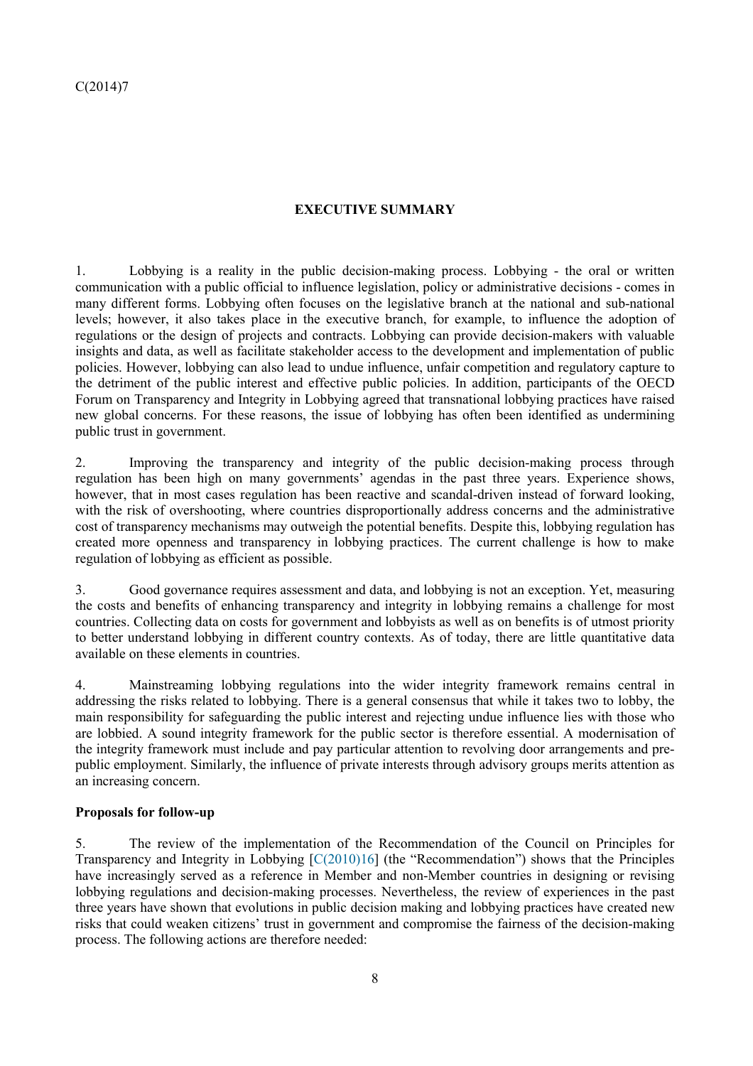## EXECUTIVE SUMMARY

1. Lobbying is a reality in the public decision-making process. Lobbying - the oral or written communication with a public official to influence legislation, policy or administrative decisions - comes in many different forms. Lobbying often focuses on the legislative branch at the national and sub-national levels; however, it also takes place in the executive branch, for example, to influence the adoption of regulations or the design of projects and contracts. Lobbying can provide decision-makers with valuable insights and data, as well as facilitate stakeholder access to the development and implementation of public policies. However, lobbying can also lead to undue influence, unfair competition and regulatory capture to the detriment of the public interest and effective public policies. In addition, participants of the OECD Forum on Transparency and Integrity in Lobbying agreed that transnational lobbying practices have raised new global concerns. For these reasons, the issue of lobbying has often been identified as undermining public trust in government.

2. Improving the transparency and integrity of the public decision-making process through regulation has been high on many governments' agendas in the past three years. Experience shows, however, that in most cases regulation has been reactive and scandal-driven instead of forward looking, with the risk of overshooting, where countries disproportionally address concerns and the administrative cost of transparency mechanisms may outweigh the potential benefits. Despite this, lobbying regulation has created more openness and transparency in lobbying practices. The current challenge is how to make regulation of lobbying as efficient as possible.

3. Good governance requires assessment and data, and lobbying is not an exception. Yet, measuring the costs and benefits of enhancing transparency and integrity in lobbying remains a challenge for most countries. Collecting data on costs for government and lobbyists as well as on benefits is of utmost priority to better understand lobbying in different country contexts. As of today, there are little quantitative data available on these elements in countries.

4. Mainstreaming lobbying regulations into the wider integrity framework remains central in addressing the risks related to lobbying. There is a general consensus that while it takes two to lobby, the main responsibility for safeguarding the public interest and rejecting undue influence lies with those who are lobbied. A sound integrity framework for the public sector is therefore essential. A modernisation of the integrity framework must include and pay particular attention to revolving door arrangements and pre-public employment. Similarly, the influence of private interests through advisory groups merits attention as an increasing concern.

**Proposals for follow-up**

5. The review of the implementation of the Recommendation of the Council on Principles for Transparency and Integrity in Lobbying [C(2010)16] (the "Recommendation") shows that the Principles have increasingly served as a reference in Member and non-Member countries in designing or revising lobbying regulations and decision-making processes. Nevertheless, the review of experiences in the past three years have shown that evolutions in public decision making and lobbying practices have created new risks that could weaken citizens' trust in government and compromise the fairness of the decision-making process. The following actions are therefore needed: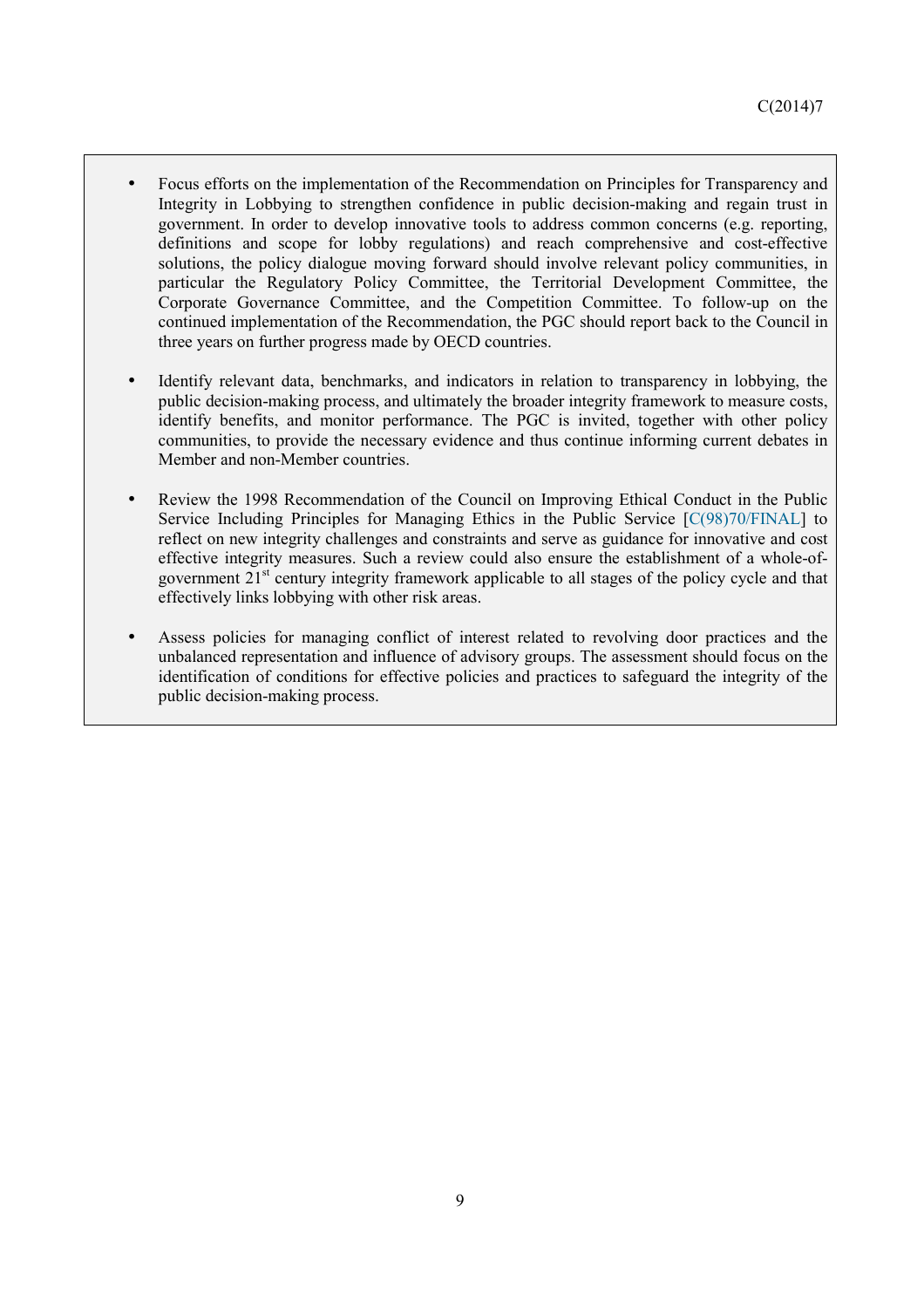- Focus efforts on the implementation of the Recommendation on Principles for Transparency and Integrity in Lobbying to strengthen confidence in public decision-making and regain trust in government. In order to develop innovative tools to address common concerns (e.g. reporting, definitions and scope for lobby regulations) and reach comprehensive and cost-effective solutions, the policy dialogue moving forward should involve relevant policy communities, in particular the Regulatory Policy Committee, the Territorial Development Committee, the Corporate Governance Committee, and the Competition Committee. To follow-up on the continued implementation of the Recommendation, the PGC should report back to the Council in three years on further progress made by OECD countries.

- Identify relevant data, benchmarks, and indicators in relation to transparency in lobbying, the public decision-making process, and ultimately the broader integrity framework to measure costs, identify benefits, and monitor performance. The PGC is invited, together with other policy communities, to provide the necessary evidence and thus continue informing current debates in Member and non-Member countries.

- Review the 1998 Recommendation of the Council on Improving Ethical Conduct in the Public Service Including Principles for Managing Ethics in the Public Service [C(98)70/FINAL] to reflect on new integrity challenges and constraints and serve as guidance for innovative and cost effective integrity measures. Such a review could also ensure the establishment of a whole-of-government 21st century integrity framework applicable to all stages of the policy cycle and that effectively links lobbying with other risk areas.

- Assess policies for managing conflict of interest related to revolving door practices and the unbalanced representation and influence of advisory groups. The assessment should focus on the identification of conditions for effective policies and practices to safeguard the integrity of the public decision-making process.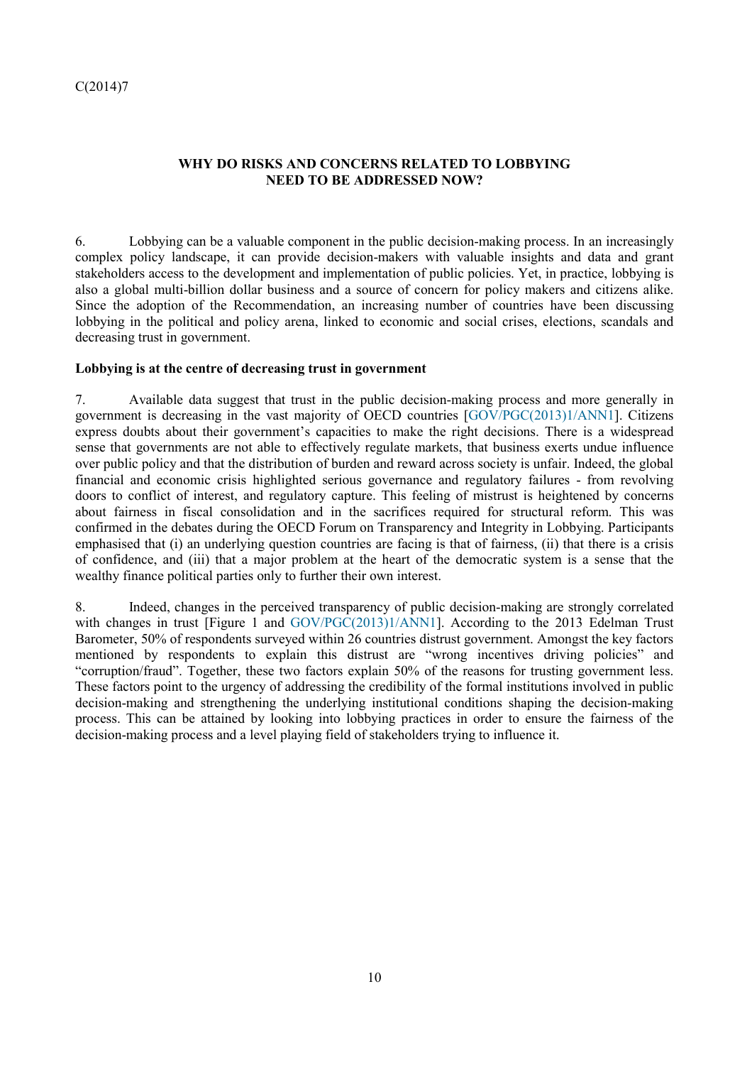## WHY DO RISKS AND CONCERNS RELATED TO LOBBYING NEED TO BE ADDRESSED NOW?

6. Lobbying can be a valuable component in the public decision-making process. In an increasingly complex policy landscape, it can provide decision-makers with valuable insights and data and grant stakeholders access to the development and implementation of public policies. Yet, in practice, lobbying is also a global multi-billion dollar business and a source of concern for policy makers and citizens alike. Since the adoption of the Recommendation, an increasing number of countries have been discussing lobbying in the political and policy arena, linked to economic and social crises, elections, scandals and decreasing trust in government.

**Lobbying is at the centre of decreasing trust in government**

7. Available data suggest that trust in the public decision-making process and more generally in government is decreasing in the vast majority of OECD countries [GOV/PGC(2013)1/ANN1]. Citizens express doubts about their government's capacities to make the right decisions. There is a widespread sense that governments are not able to effectively regulate markets, that business exerts undue influence over public policy and that the distribution of burden and reward across society is unfair. Indeed, the global financial and economic crisis highlighted serious governance and regulatory failures - from revolving doors to conflict of interest, and regulatory capture. This feeling of mistrust is heightened by concerns about fairness in fiscal consolidation and in the sacrifices required for structural reform. This was confirmed in the debates during the OECD Forum on Transparency and Integrity in Lobbying. Participants emphasised that (i) an underlying question countries are facing is that of fairness, (ii) that there is a crisis of confidence, and (iii) that a major problem at the heart of the democratic system is a sense that the wealthy finance political parties only to further their own interest.

8. Indeed, changes in the perceived transparency of public decision-making are strongly correlated with changes in trust [Figure 1 and GOV/PGC(2013)1/ANN1]. According to the 2013 Edelman Trust Barometer, 50% of respondents surveyed within 26 countries distrust government. Amongst the key factors mentioned by respondents to explain this distrust are "wrong incentives driving policies" and "corruption/fraud". Together, these two factors explain 50% of the reasons for trusting government less. These factors point to the urgency of addressing the credibility of the formal institutions involved in public decision-making and strengthening the underlying institutional conditions shaping the decision-making process. This can be attained by looking into lobbying practices in order to ensure the fairness of the decision-making process and a level playing field of stakeholders trying to influence it.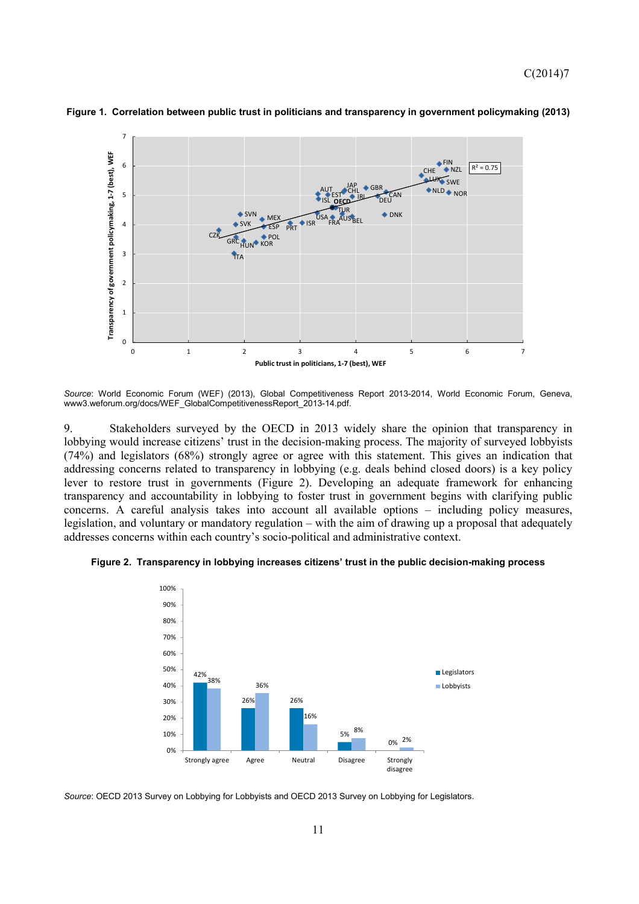**Figure 1. Correlation between public trust in politicians and transparency in government policymaking (2013)**

*Source*: World Economic Forum (WEF) (2013), Global Competitiveness Report 2013-2014, World Economic Forum, Geneva, www3.weforum.org/docs/WEF_GlobalCompetitivenessReport_2013-14.pdf.

9. Stakeholders surveyed by the OECD in 2013 widely share the opinion that transparency in lobbying would increase citizens' trust in the decision-making process. The majority of surveyed lobbyists (74%) and legislators (68%) strongly agree or agree with this statement. This gives an indication that addressing concerns related to transparency in lobbying (e.g. deals behind closed doors) is a key policy lever to restore trust in governments (Figure 2). Developing an adequate framework for enhancing transparency and accountability in lobbying to foster trust in government begins with clarifying public concerns. A careful analysis takes into account all available options – including policy measures, legislation, and voluntary or mandatory regulation – with the aim of drawing up a proposal that adequately addresses concerns within each country's socio-political and administrative context.

**Figure 2. Transparency in lobbying increases citizens' trust in the public decision-making process**

| | Legislators | Lobbyists |
|---|---|---|
| Strongly agree | 42% | 38% |
| Agree | 26% | 36% |
| Neutral | 26% | 16% |
| Disagree | 5% | 8% |
| Strongly disagree | 0% | 2% |

*Source*: OECD 2013 Survey on Lobbying for Lobbyists and OECD 2013 Survey on Lobbying for Legislators.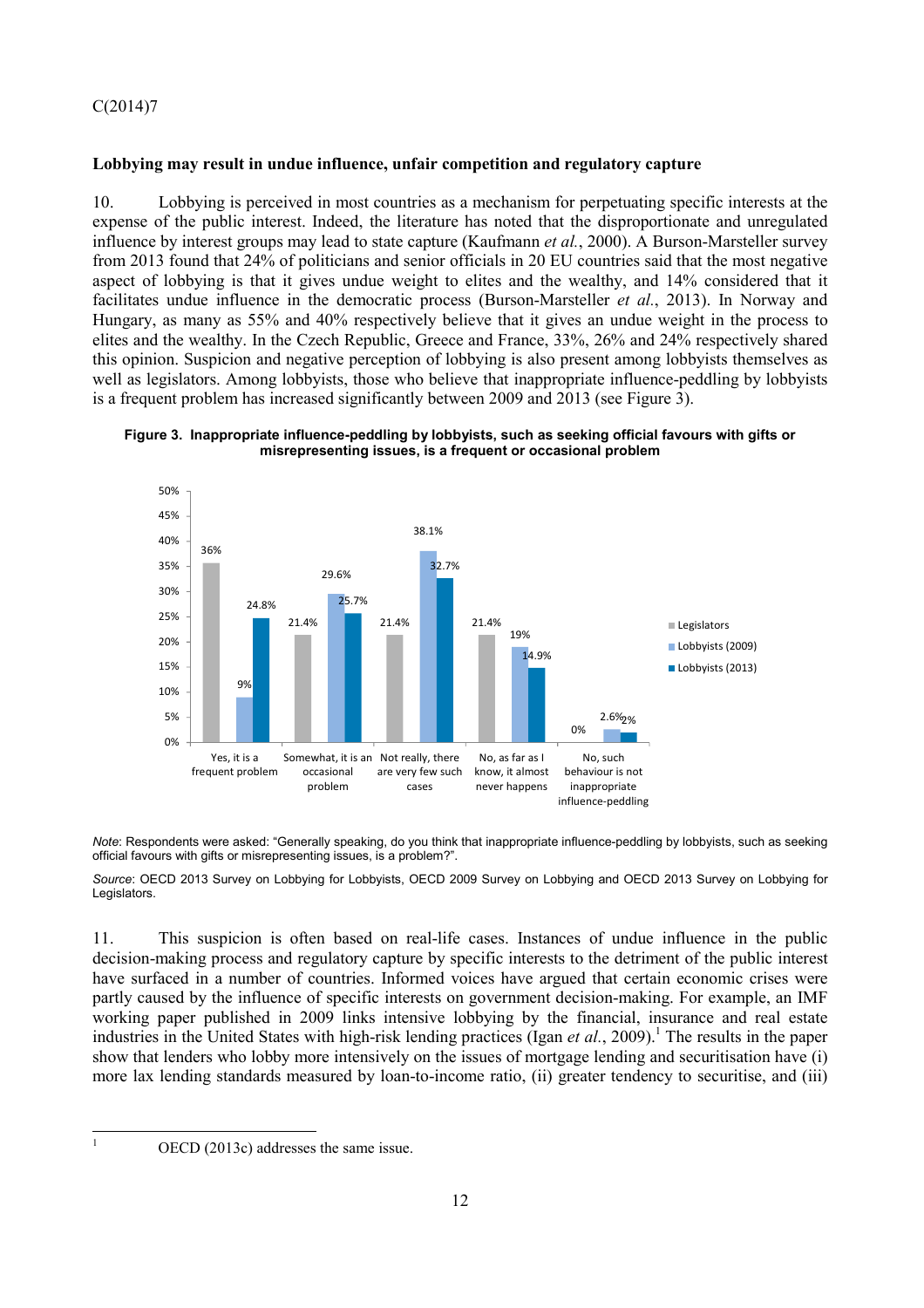### Lobbying may result in undue influence, unfair competition and regulatory capture

10. Lobbying is perceived in most countries as a mechanism for perpetuating specific interests at the expense of the public interest. Indeed, the literature has noted that the disproportionate and unregulated influence by interest groups may lead to state capture (Kaufmann *et al.*, 2000). A Burson-Marsteller survey from 2013 found that 24% of politicians and senior officials in 20 EU countries said that the most negative aspect of lobbying is that it gives undue weight to elites and the wealthy, and 14% considered that it facilitates undue influence in the democratic process (Burson-Marsteller *et al.*, 2013). In Norway and Hungary, as many as 55% and 40% respectively believe that it gives an undue weight in the process to elites and the wealthy. In the Czech Republic, Greece and France, 33%, 26% and 24% respectively shared this opinion. Suspicion and negative perception of lobbying is also present among lobbyists themselves as well as legislators. Among lobbyists, those who believe that inappropriate influence-peddling by lobbyists is a frequent problem has increased significantly between 2009 and 2013 (see Figure 3).

**Figure 3. Inappropriate influence-peddling by lobbyists, such as seeking official favours with gifts or misrepresenting issues, is a frequent or occasional problem**

| | Legislators | Lobbyists (2009) | Lobbyists (2013) |
|---|---|---|---|
| Yes, it is a frequent problem | 36% | 9% | 24.8% |
| Somewhat, it is an occasional problem | 21.4% | 29.6% | 25.7% |
| Not really, there are very few such cases | 21.4% | 38.1% | 32.7% |
| No, as far as I know, it almost never happens | 21.4% | 19% | 14.9% |
| No, such behaviour is not inappropriate influence-peddling | 0% | 2.6% | 2% |

*Note*: Respondents were asked: "Generally speaking, do you think that inappropriate influence-peddling by lobbyists, such as seeking official favours with gifts or misrepresenting issues, is a problem?".

*Source*: OECD 2013 Survey on Lobbying for Lobbyists, OECD 2009 Survey on Lobbying and OECD 2013 Survey on Lobbying for Legislators.

11. This suspicion is often based on real-life cases. Instances of undue influence in the public decision-making process and regulatory capture by specific interests to the detriment of the public interest have surfaced in a number of countries. Informed voices have argued that certain economic crises were partly caused by the influence of specific interests on government decision-making. For example, an IMF working paper published in 2009 links intensive lobbying by the financial, insurance and real estate industries in the United States with high-risk lending practices (Igan *et al.*, 2009).[1] The results in the paper show that lenders who lobby more intensively on the issues of mortgage lending and securitisation have (i) more lax lending standards measured by loan-to-income ratio, (ii) greater tendency to securitise, and (iii)

[1] OECD (2013c) addresses the same issue.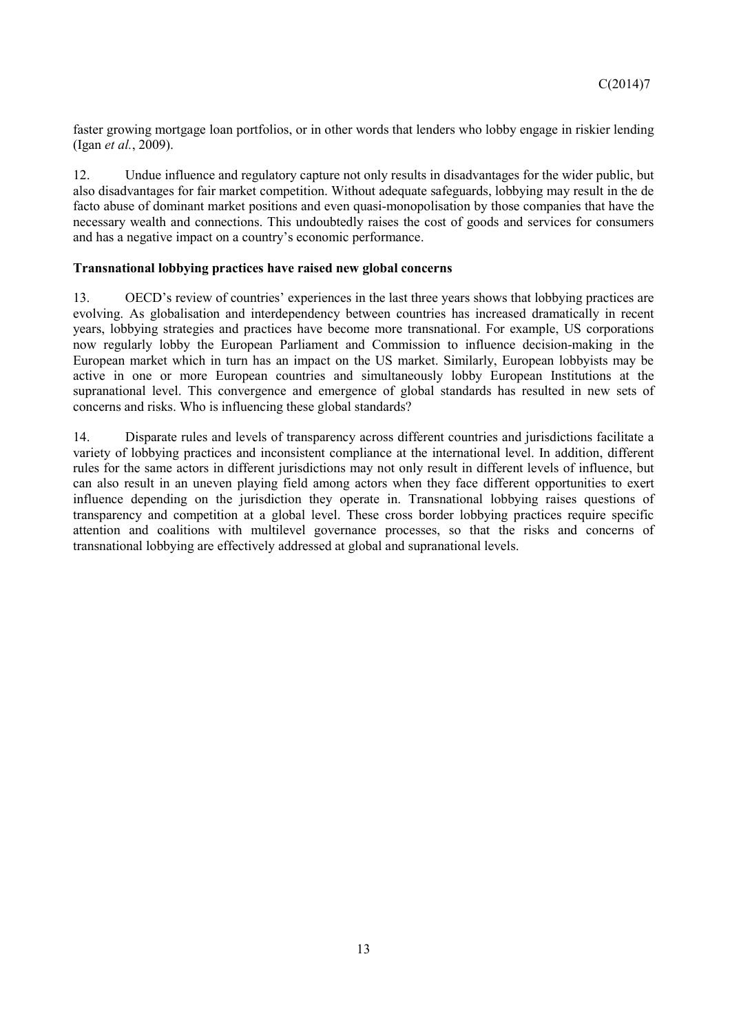faster growing mortgage loan portfolios, or in other words that lenders who lobby engage in riskier lending (Igan *et al.*, 2009).

12. Undue influence and regulatory capture not only results in disadvantages for the wider public, but also disadvantages for fair market competition. Without adequate safeguards, lobbying may result in the de facto abuse of dominant market positions and even quasi-monopolisation by those companies that have the necessary wealth and connections. This undoubtedly raises the cost of goods and services for consumers and has a negative impact on a country's economic performance.

**Transnational lobbying practices have raised new global concerns**

13. OECD's review of countries' experiences in the last three years shows that lobbying practices are evolving. As globalisation and interdependency between countries has increased dramatically in recent years, lobbying strategies and practices have become more transnational. For example, US corporations now regularly lobby the European Parliament and Commission to influence decision-making in the European market which in turn has an impact on the US market. Similarly, European lobbyists may be active in one or more European countries and simultaneously lobby European Institutions at the supranational level. This convergence and emergence of global standards has resulted in new sets of concerns and risks. Who is influencing these global standards?

14. Disparate rules and levels of transparency across different countries and jurisdictions facilitate a variety of lobbying practices and inconsistent compliance at the international level. In addition, different rules for the same actors in different jurisdictions may not only result in different levels of influence, but can also result in an uneven playing field among actors when they face different opportunities to exert influence depending on the jurisdiction they operate in. Transnational lobbying raises questions of transparency and competition at a global level. These cross border lobbying practices require specific attention and coalitions with multilevel governance processes, so that the risks and concerns of transnational lobbying are effectively addressed at global and supranational levels.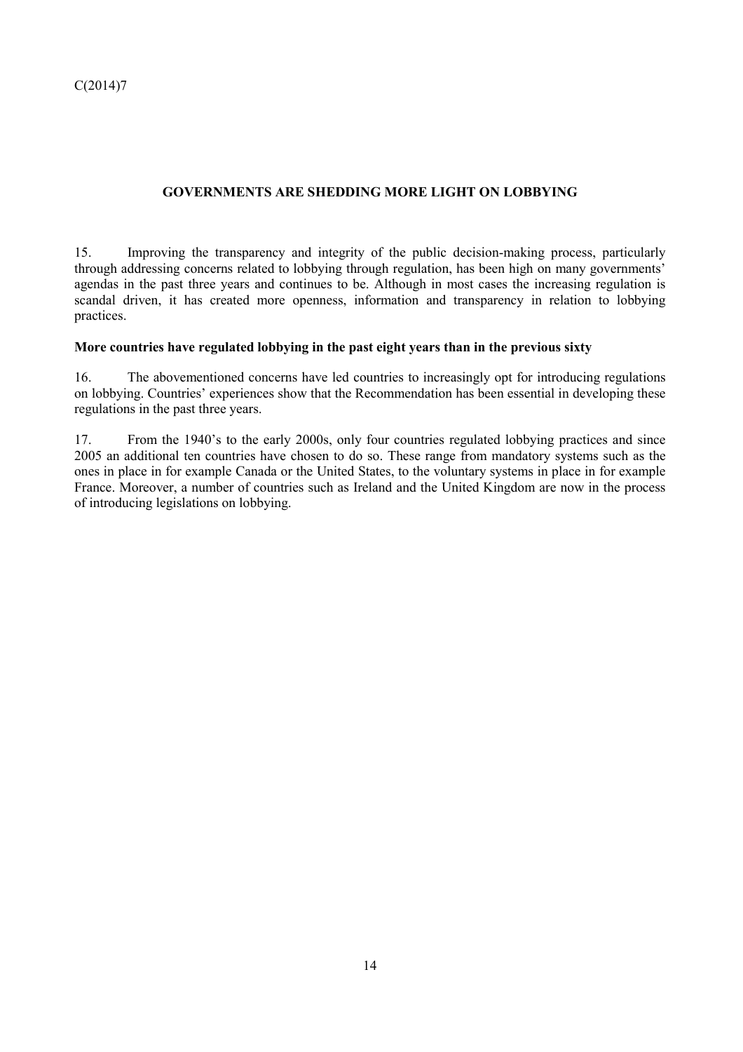## GOVERNMENTS ARE SHEDDING MORE LIGHT ON LOBBYING

15. Improving the transparency and integrity of the public decision-making process, particularly through addressing concerns related to lobbying through regulation, has been high on many governments' agendas in the past three years and continues to be. Although in most cases the increasing regulation is scandal driven, it has created more openness, information and transparency in relation to lobbying practices.

### More countries have regulated lobbying in the past eight years than in the previous sixty

16. The abovementioned concerns have led countries to increasingly opt for introducing regulations on lobbying. Countries' experiences show that the Recommendation has been essential in developing these regulations in the past three years.

17. From the 1940's to the early 2000s, only four countries regulated lobbying practices and since 2005 an additional ten countries have chosen to do so. These range from mandatory systems such as the ones in place in for example Canada or the United States, to the voluntary systems in place in for example France. Moreover, a number of countries such as Ireland and the United Kingdom are now in the process of introducing legislations on lobbying.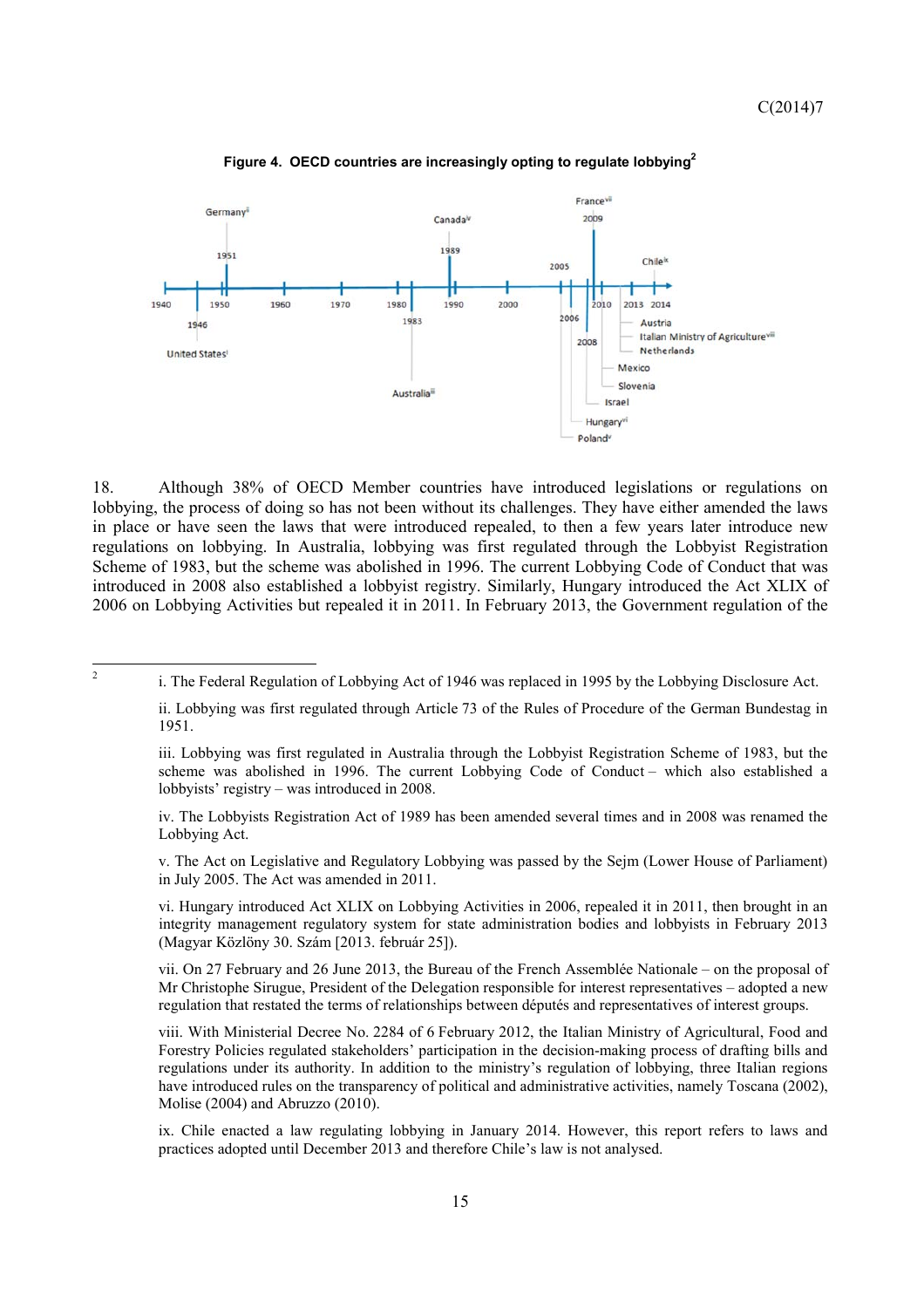**Figure 4. OECD countries are increasingly opting to regulate lobbying[2]**

18. Although 38% of OECD Member countries have introduced legislations or regulations on lobbying, the process of doing so has not been without its challenges. They have either amended the laws in place or have seen the laws that were introduced repealed, to then a few years later introduce new regulations on lobbying. In Australia, lobbying was first regulated through the Lobbyist Registration Scheme of 1983, but the scheme was abolished in 1996. The current Lobbying Code of Conduct that was introduced in 2008 also established a lobbyist registry. Similarly, Hungary introduced the Act XLIX of 2006 on Lobbying Activities but repealed it in 2011. In February 2013, the Government regulation of the

---

2 i. The Federal Regulation of Lobbying Act of 1946 was replaced in 1995 by the Lobbying Disclosure Act.

ii. Lobbying was first regulated through Article 73 of the Rules of Procedure of the German Bundestag in 1951.

iii. Lobbying was first regulated in Australia through the Lobbyist Registration Scheme of 1983, but the scheme was abolished in 1996. The current Lobbying Code of Conduct – which also established a lobbyists' registry – was introduced in 2008.

iv. The Lobbyists Registration Act of 1989 has been amended several times and in 2008 was renamed the Lobbying Act.

v. The Act on Legislative and Regulatory Lobbying was passed by the Sejm (Lower House of Parliament) in July 2005. The Act was amended in 2011.

vi. Hungary introduced Act XLIX on Lobbying Activities in 2006, repealed it in 2011, then brought in an integrity management regulatory system for state administration bodies and lobbyists in February 2013 (Magyar Közlöny 30. Szám [2013. február 25]).

vii. On 27 February and 26 June 2013, the Bureau of the French Assemblée Nationale – on the proposal of Mr Christophe Sirugue, President of the Delegation responsible for interest representatives – adopted a new regulation that restated the terms of relationships between députés and representatives of interest groups.

viii. With Ministerial Decree No. 2284 of 6 February 2012, the Italian Ministry of Agricultural, Food and Forestry Policies regulated stakeholders' participation in the decision-making process of drafting bills and regulations under its authority. In addition to the ministry's regulation of lobbying, three Italian regions have introduced rules on the transparency of political and administrative activities, namely Toscana (2002), Molise (2004) and Abruzzo (2010).

ix. Chile enacted a law regulating lobbying in January 2014. However, this report refers to laws and practices adopted until December 2013 and therefore Chile's law is not analysed.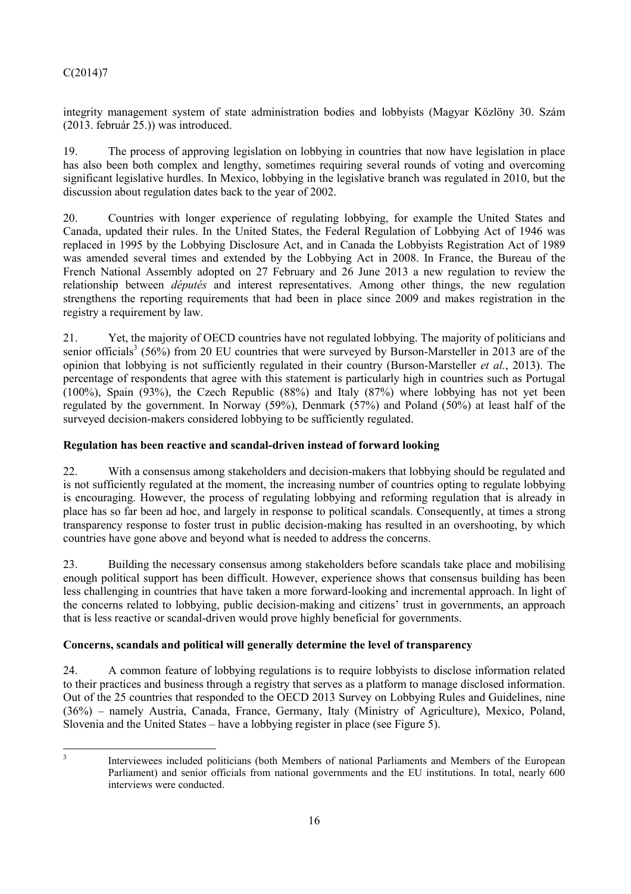integrity management system of state administration bodies and lobbyists (Magyar Közlöny 30. Szám (2013. február 25.)) was introduced.

19. The process of approving legislation on lobbying in countries that now have legislation in place has also been both complex and lengthy, sometimes requiring several rounds of voting and overcoming significant legislative hurdles. In Mexico, lobbying in the legislative branch was regulated in 2010, but the discussion about regulation dates back to the year of 2002.

20. Countries with longer experience of regulating lobbying, for example the United States and Canada, updated their rules. In the United States, the Federal Regulation of Lobbying Act of 1946 was replaced in 1995 by the Lobbying Disclosure Act, and in Canada the Lobbyists Registration Act of 1989 was amended several times and extended by the Lobbying Act in 2008. In France, the Bureau of the French National Assembly adopted on 27 February and 26 June 2013 a new regulation to review the relationship between *députés* and interest representatives. Among other things, the new regulation strengthens the reporting requirements that had been in place since 2009 and makes registration in the registry a requirement by law.

21. Yet, the majority of OECD countries have not regulated lobbying. The majority of politicians and senior officials[3] (56%) from 20 EU countries that were surveyed by Burson-Marsteller in 2013 are of the opinion that lobbying is not sufficiently regulated in their country (Burson-Marsteller *et al.*, 2013). The percentage of respondents that agree with this statement is particularly high in countries such as Portugal (100%), Spain (93%), the Czech Republic (88%) and Italy (87%) where lobbying has not yet been regulated by the government. In Norway (59%), Denmark (57%) and Poland (50%) at least half of the surveyed decision-makers considered lobbying to be sufficiently regulated.

**Regulation has been reactive and scandal-driven instead of forward looking**

22. With a consensus among stakeholders and decision-makers that lobbying should be regulated and is not sufficiently regulated at the moment, the increasing number of countries opting to regulate lobbying is encouraging. However, the process of regulating lobbying and reforming regulation that is already in place has so far been ad hoc, and largely in response to political scandals. Consequently, at times a strong transparency response to foster trust in public decision-making has resulted in an overshooting, by which countries have gone above and beyond what is needed to address the concerns.

23. Building the necessary consensus among stakeholders before scandals take place and mobilising enough political support has been difficult. However, experience shows that consensus building has been less challenging in countries that have taken a more forward-looking and incremental approach. In light of the concerns related to lobbying, public decision-making and citizens' trust in governments, an approach that is less reactive or scandal-driven would prove highly beneficial for governments.

**Concerns, scandals and political will generally determine the level of transparency**

24. A common feature of lobbying regulations is to require lobbyists to disclose information related to their practices and business through a registry that serves as a platform to manage disclosed information. Out of the 25 countries that responded to the OECD 2013 Survey on Lobbying Rules and Guidelines, nine (36%) – namely Austria, Canada, France, Germany, Italy (Ministry of Agriculture), Mexico, Poland, Slovenia and the United States – have a lobbying register in place (see Figure 5).

[3] Interviewees included politicians (both Members of national Parliaments and Members of the European Parliament) and senior officials from national governments and the EU institutions. In total, nearly 600 interviews were conducted.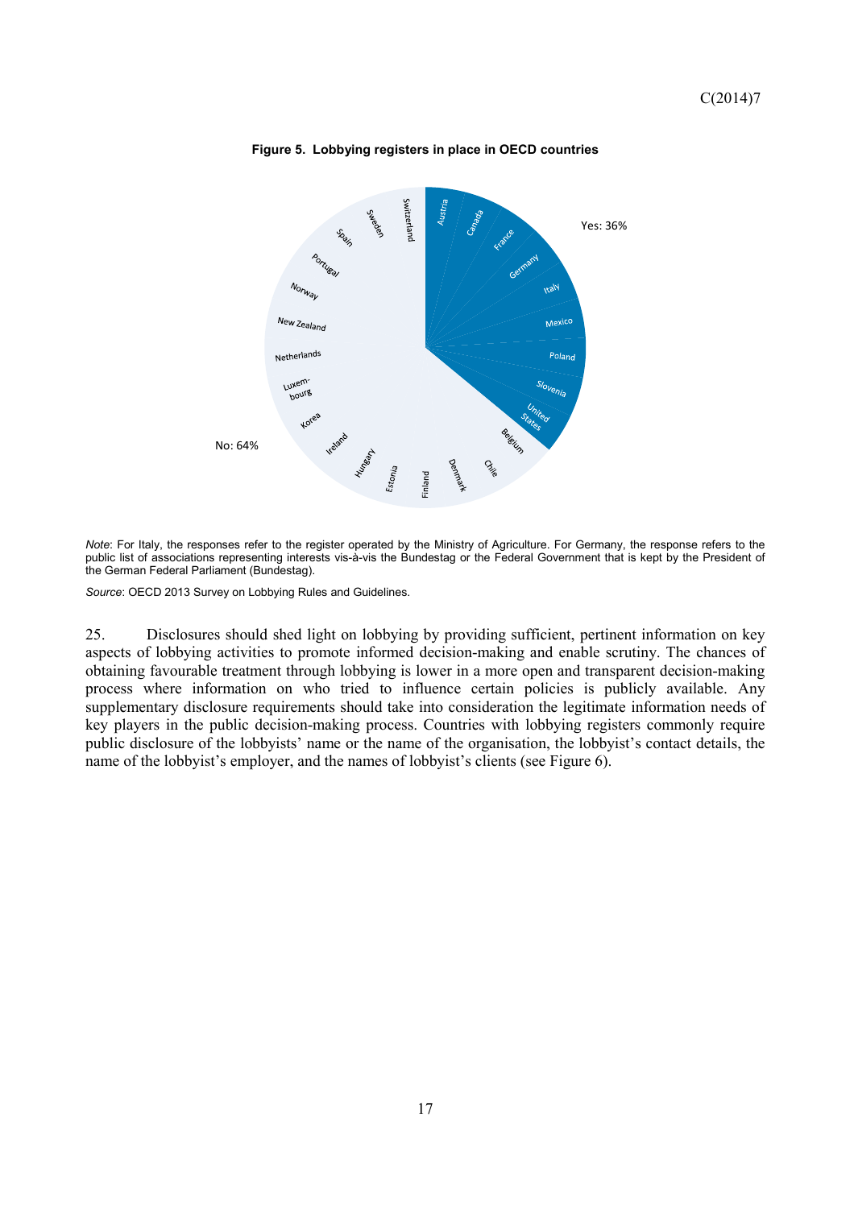**Figure 5. Lobbying registers in place in OECD countries**

Yes: 36%

Austria, Canada, France, Germany, Italy, Mexico, Poland, Slovenia, United States

No: 64%

Belgium, Chile, Denmark, Finland, Estonia, Hungary, Ireland, Korea, Luxembourg, Netherlands, New Zealand, Norway, Portugal, Spain, Sweden, Switzerland

*Note*: For Italy, the responses refer to the register operated by the Ministry of Agriculture. For Germany, the response refers to the public list of associations representing interests vis-à-vis the Bundestag or the Federal Government that is kept by the President of the German Federal Parliament (Bundestag).

*Source*: OECD 2013 Survey on Lobbying Rules and Guidelines.

25. Disclosures should shed light on lobbying by providing sufficient, pertinent information on key aspects of lobbying activities to promote informed decision-making and enable scrutiny. The chances of obtaining favourable treatment through lobbying is lower in a more open and transparent decision-making process where information on who tried to influence certain policies is publicly available. Any supplementary disclosure requirements should take into consideration the legitimate information needs of key players in the public decision-making process. Countries with lobbying registers commonly require public disclosure of the lobbyists' name or the name of the organisation, the lobbyist's contact details, the name of the lobbyist's employer, and the names of lobbyist's clients (see Figure 6).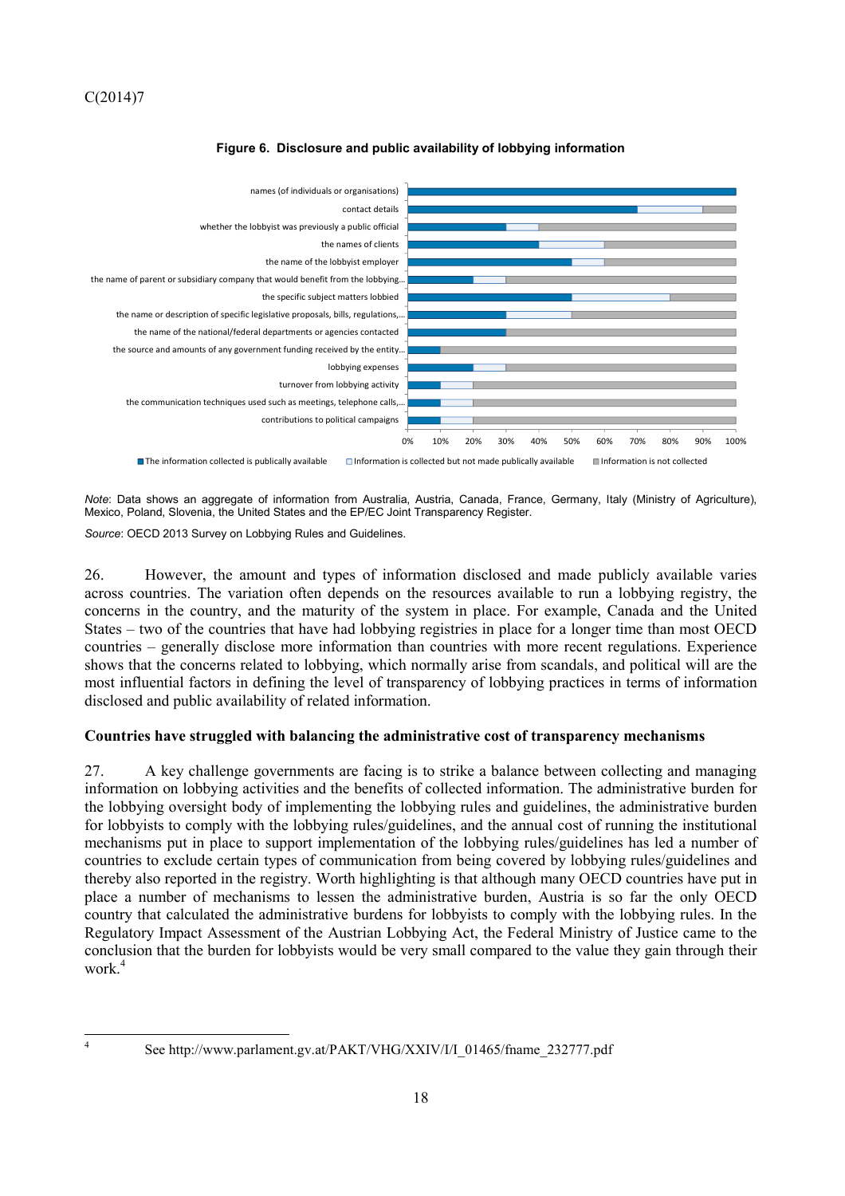**Figure 6. Disclosure and public availability of lobbying information**

*Note*: Data shows an aggregate of information from Australia, Austria, Canada, France, Germany, Italy (Ministry of Agriculture), Mexico, Poland, Slovenia, the United States and the EP/EC Joint Transparency Register.

*Source*: OECD 2013 Survey on Lobbying Rules and Guidelines.

26. However, the amount and types of information disclosed and made publicly available varies across countries. The variation often depends on the resources available to run a lobbying registry, the concerns in the country, and the maturity of the system in place. For example, Canada and the United States – two of the countries that have had lobbying registries in place for a longer time than most OECD countries – generally disclose more information than countries with more recent regulations. Experience shows that the concerns related to lobbying, which normally arise from scandals, and political will are the most influential factors in defining the level of transparency of lobbying practices in terms of information disclosed and public availability of related information.

**Countries have struggled with balancing the administrative cost of transparency mechanisms**

27. A key challenge governments are facing is to strike a balance between collecting and managing information on lobbying activities and the benefits of collected information. The administrative burden for the lobbying oversight body of implementing the lobbying rules and guidelines, the administrative burden for lobbyists to comply with the lobbying rules/guidelines, and the annual cost of running the institutional mechanisms put in place to support implementation of the lobbying rules/guidelines has led a number of countries to exclude certain types of communication from being covered by lobbying rules/guidelines and thereby also reported in the registry. Worth highlighting is that although many OECD countries have put in place a number of mechanisms to lessen the administrative burden, Austria is so far the only OECD country that calculated the administrative burdens for lobbyists to comply with the lobbying rules. In the Regulatory Impact Assessment of the Austrian Lobbying Act, the Federal Ministry of Justice came to the conclusion that the burden for lobbyists would be very small compared to the value they gain through their work.[4]

[4] See http://www.parlament.gv.at/PAKT/VHG/XXIV/I/I_01465/fname_232777.pdf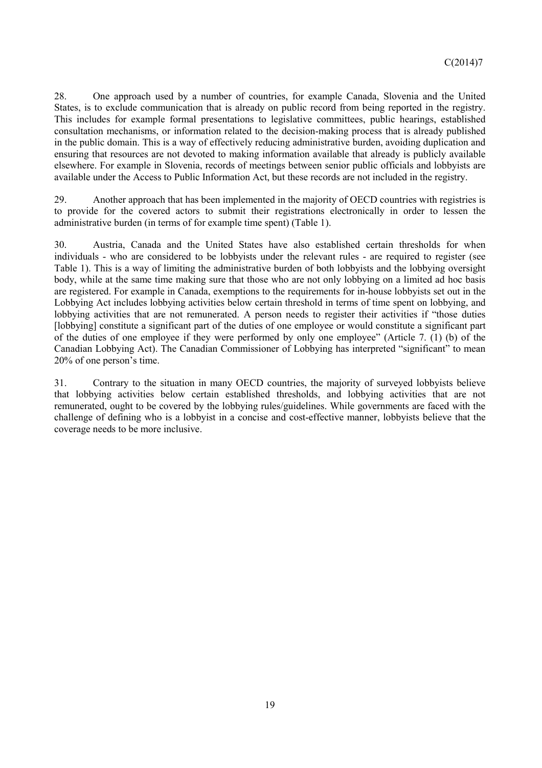28. One approach used by a number of countries, for example Canada, Slovenia and the United States, is to exclude communication that is already on public record from being reported in the registry. This includes for example formal presentations to legislative committees, public hearings, established consultation mechanisms, or information related to the decision-making process that is already published in the public domain. This is a way of effectively reducing administrative burden, avoiding duplication and ensuring that resources are not devoted to making information available that already is publicly available elsewhere. For example in Slovenia, records of meetings between senior public officials and lobbyists are available under the Access to Public Information Act, but these records are not included in the registry.

29. Another approach that has been implemented in the majority of OECD countries with registries is to provide for the covered actors to submit their registrations electronically in order to lessen the administrative burden (in terms of for example time spent) (Table 1).

30. Austria, Canada and the United States have also established certain thresholds for when individuals - who are considered to be lobbyists under the relevant rules - are required to register (see Table 1). This is a way of limiting the administrative burden of both lobbyists and the lobbying oversight body, while at the same time making sure that those who are not only lobbying on a limited ad hoc basis are registered. For example in Canada, exemptions to the requirements for in-house lobbyists set out in the Lobbying Act includes lobbying activities below certain threshold in terms of time spent on lobbying, and lobbying activities that are not remunerated. A person needs to register their activities if "those duties [lobbying] constitute a significant part of the duties of one employee or would constitute a significant part of the duties of one employee if they were performed by only one employee" (Article 7. (1) (b) of the Canadian Lobbying Act). The Canadian Commissioner of Lobbying has interpreted "significant" to mean 20% of one person's time.

31. Contrary to the situation in many OECD countries, the majority of surveyed lobbyists believe that lobbying activities below certain established thresholds, and lobbying activities that are not remunerated, ought to be covered by the lobbying rules/guidelines. While governments are faced with the challenge of defining who is a lobbyist in a concise and cost-effective manner, lobbyists believe that the coverage needs to be more inclusive.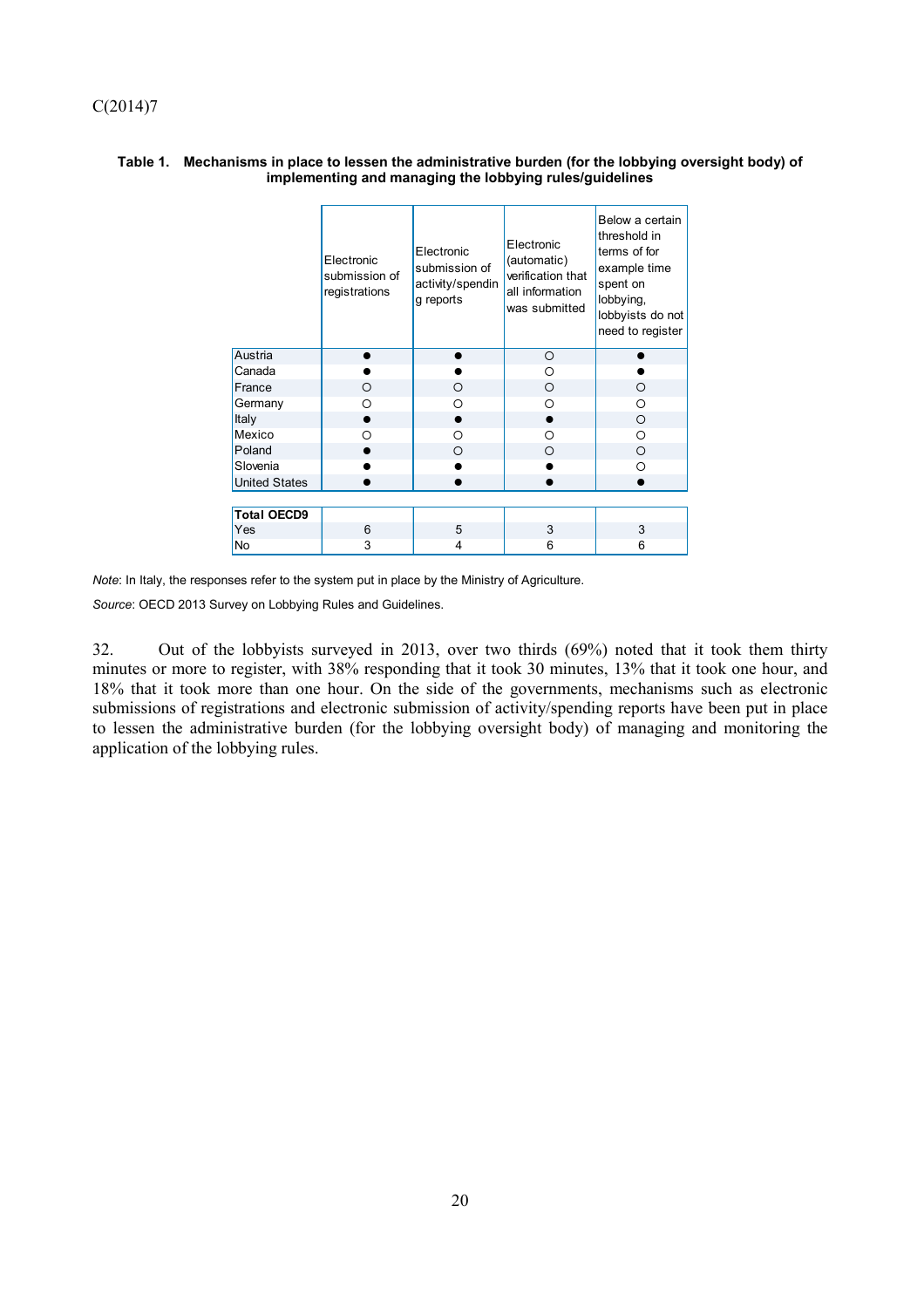**Table 1. Mechanisms in place to lessen the administrative burden (for the lobbying oversight body) of implementing and managing the lobbying rules/guidelines**

| | Electronic submission of registrations | Electronic submission of activity/spending reports | Electronic (automatic) verification that all information was submitted | Below a certain threshold in terms of for example time spent on lobbying, lobbyists do not need to register |
|---|---|---|---|---|
| Austria | ● | ● | ○ | ● |
| Canada | ● | ● | ○ | ● |
| France | ○ | ○ | ○ | ○ |
| Germany | ○ | ○ | ○ | ○ |
| Italy | ● | ● | ● | ○ |
| Mexico | ○ | ○ | ○ | ○ |
| Poland | ● | ○ | ○ | ○ |
| Slovenia | ● | ● | ● | ○ |
| United States | ● | ● | ● | ● |
| **Total OECD9** | | | | |
| Yes | 6 | 5 | 3 | 3 |
| No | 3 | 4 | 6 | 6 |

*Note*: In Italy, the responses refer to the system put in place by the Ministry of Agriculture.

*Source*: OECD 2013 Survey on Lobbying Rules and Guidelines.

32. Out of the lobbyists surveyed in 2013, over two thirds (69%) noted that it took them thirty minutes or more to register, with 38% responding that it took 30 minutes, 13% that it took one hour, and 18% that it took more than one hour. On the side of the governments, mechanisms such as electronic submissions of registrations and electronic submission of activity/spending reports have been put in place to lessen the administrative burden (for the lobbying oversight body) of managing and monitoring the application of the lobbying rules.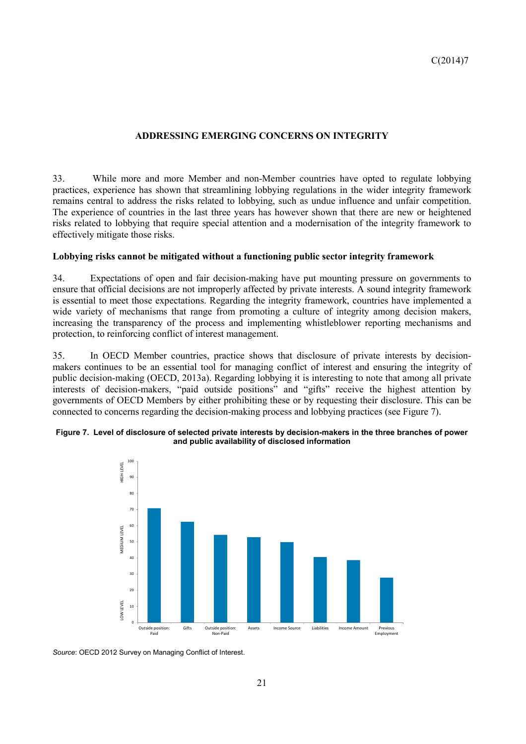## ADDRESSING EMERGING CONCERNS ON INTEGRITY

33. While more and more Member and non-Member countries have opted to regulate lobbying practices, experience has shown that streamlining lobbying regulations in the wider integrity framework remains central to address the risks related to lobbying, such as undue influence and unfair competition. The experience of countries in the last three years has however shown that there are new or heightened risks related to lobbying that require special attention and a modernisation of the integrity framework to effectively mitigate those risks.

### Lobbying risks cannot be mitigated without a functioning public sector integrity framework

34. Expectations of open and fair decision-making have put mounting pressure on governments to ensure that official decisions are not improperly affected by private interests. A sound integrity framework is essential to meet those expectations. Regarding the integrity framework, countries have implemented a wide variety of mechanisms that range from promoting a culture of integrity among decision makers, increasing the transparency of the process and implementing whistleblower reporting mechanisms and protection, to reinforcing conflict of interest management.

35. In OECD Member countries, practice shows that disclosure of private interests by decision-makers continues to be an essential tool for managing conflict of interest and ensuring the integrity of public decision-making (OECD, 2013a). Regarding lobbying it is interesting to note that among all private interests of decision-makers, "paid outside positions" and "gifts" receive the highest attention by governments of OECD Members by either prohibiting these or by requesting their disclosure. This can be connected to concerns regarding the decision-making process and lobbying practices (see Figure 7).

**Figure 7. Level of disclosure of selected private interests by decision-makers in the three branches of power and public availability of disclosed information**

*Source*: OECD 2012 Survey on Managing Conflict of Interest.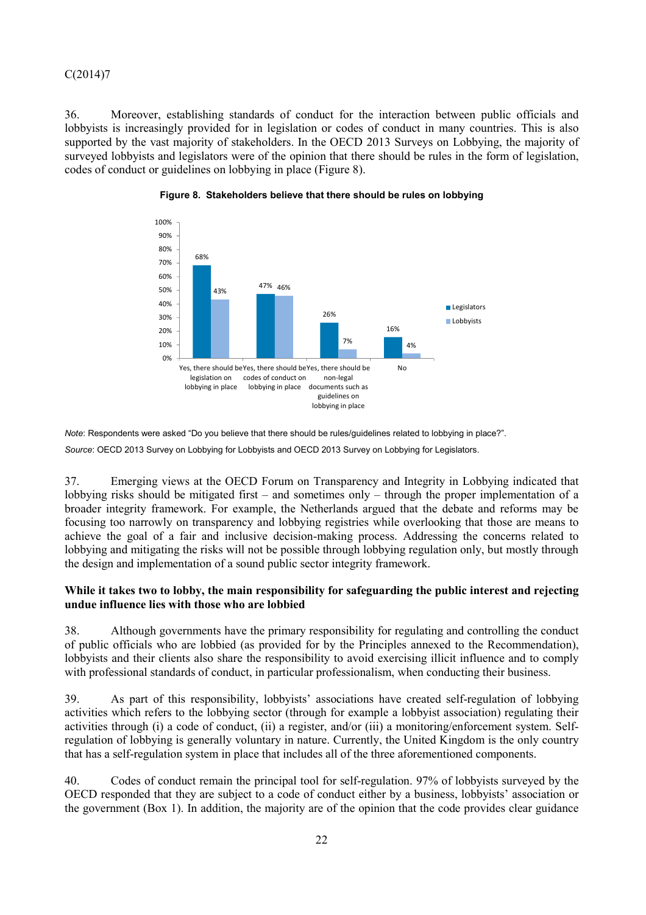36. Moreover, establishing standards of conduct for the interaction between public officials and lobbyists is increasingly provided for in legislation or codes of conduct in many countries. This is also supported by the vast majority of stakeholders. In the OECD 2013 Surveys on Lobbying, the majority of surveyed lobbyists and legislators were of the opinion that there should be rules in the form of legislation, codes of conduct or guidelines on lobbying in place (Figure 8).

**Figure 8. Stakeholders believe that there should be rules on lobbying**

| | Legislators | Lobbyists |
|---|---|---|
| Yes, there should be legislation on lobbying in place | 68% | 43% |
| Yes, there should be codes of conduct on lobbying in place | 47% | 46% |
| Yes, there should be non-legal documents such as guidelines on lobbying in place | 26% | 7% |
| No | 16% | 4% |

*Note*: Respondents were asked "Do you believe that there should be rules/guidelines related to lobbying in place?".

*Source*: OECD 2013 Survey on Lobbying for Lobbyists and OECD 2013 Survey on Lobbying for Legislators.

37. Emerging views at the OECD Forum on Transparency and Integrity in Lobbying indicated that lobbying risks should be mitigated first – and sometimes only – through the proper implementation of a broader integrity framework. For example, the Netherlands argued that the debate and reforms may be focusing too narrowly on transparency and lobbying registries while overlooking that those are means to achieve the goal of a fair and inclusive decision-making process. Addressing the concerns related to lobbying and mitigating the risks will not be possible through lobbying regulation only, but mostly through the design and implementation of a sound public sector integrity framework.

**While it takes two to lobby, the main responsibility for safeguarding the public interest and rejecting undue influence lies with those who are lobbied**

38. Although governments have the primary responsibility for regulating and controlling the conduct of public officials who are lobbied (as provided for by the Principles annexed to the Recommendation), lobbyists and their clients also share the responsibility to avoid exercising illicit influence and to comply with professional standards of conduct, in particular professionalism, when conducting their business.

39. As part of this responsibility, lobbyists' associations have created self-regulation of lobbying activities which refers to the lobbying sector (through for example a lobbyist association) regulating their activities through (i) a code of conduct, (ii) a register, and/or (iii) a monitoring/enforcement system. Self-regulation of lobbying is generally voluntary in nature. Currently, the United Kingdom is the only country that has a self-regulation system in place that includes all of the three aforementioned components.

40. Codes of conduct remain the principal tool for self-regulation. 97% of lobbyists surveyed by the OECD responded that they are subject to a code of conduct either by a business, lobbyists' association or the government (Box 1). In addition, the majority are of the opinion that the code provides clear guidance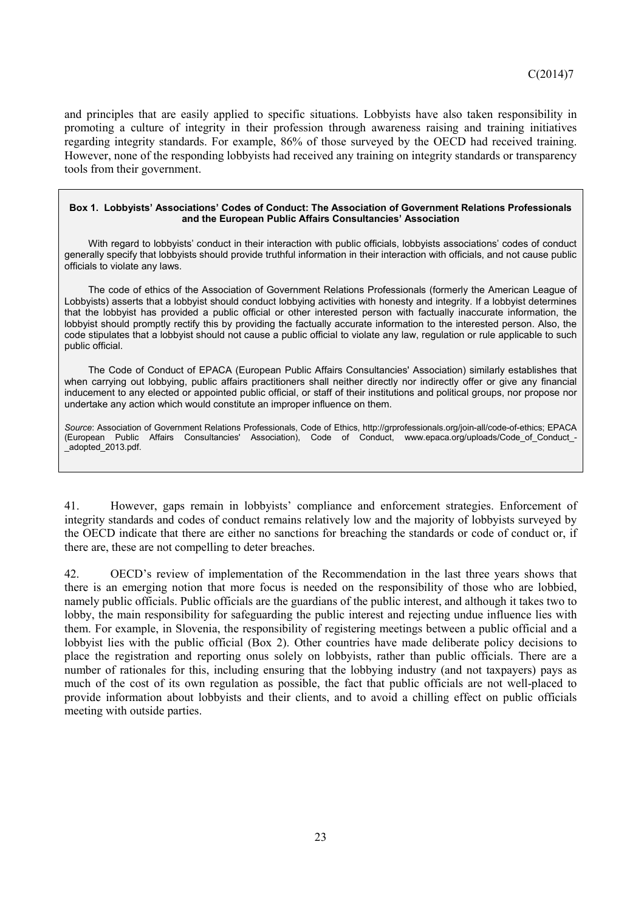and principles that are easily applied to specific situations. Lobbyists have also taken responsibility in promoting a culture of integrity in their profession through awareness raising and training initiatives regarding integrity standards. For example, 86% of those surveyed by the OECD had received training. However, none of the responding lobbyists had received any training on integrity standards or transparency tools from their government.

**Box 1. Lobbyists' Associations' Codes of Conduct: The Association of Government Relations Professionals and the European Public Affairs Consultancies' Association**

With regard to lobbyists' conduct in their interaction with public officials, lobbyists associations' codes of conduct generally specify that lobbyists should provide truthful information in their interaction with officials, and not cause public officials to violate any laws.

The code of ethics of the Association of Government Relations Professionals (formerly the American League of Lobbyists) asserts that a lobbyist should conduct lobbying activities with honesty and integrity. If a lobbyist determines that the lobbyist has provided a public official or other interested person with factually inaccurate information, the lobbyist should promptly rectify this by providing the factually accurate information to the interested person. Also, the code stipulates that a lobbyist should not cause a public official to violate any law, regulation or rule applicable to such public official.

The Code of Conduct of EPACA (European Public Affairs Consultancies' Association) similarly establishes that when carrying out lobbying, public affairs practitioners shall neither directly nor indirectly offer or give any financial inducement to any elected or appointed public official, or staff of their institutions and political groups, nor propose nor undertake any action which would constitute an improper influence on them.

*Source*: Association of Government Relations Professionals, Code of Ethics, http://grprofessionals.org/join-all/code-of-ethics; EPACA (European Public Affairs Consultancies' Association), Code of Conduct, www.epaca.org/uploads/Code_of_Conduct_-_adopted_2013.pdf.

41. However, gaps remain in lobbyists' compliance and enforcement strategies. Enforcement of integrity standards and codes of conduct remains relatively low and the majority of lobbyists surveyed by the OECD indicate that there are either no sanctions for breaching the standards or code of conduct or, if there are, these are not compelling to deter breaches.

42. OECD's review of implementation of the Recommendation in the last three years shows that there is an emerging notion that more focus is needed on the responsibility of those who are lobbied, namely public officials. Public officials are the guardians of the public interest, and although it takes two to lobby, the main responsibility for safeguarding the public interest and rejecting undue influence lies with them. For example, in Slovenia, the responsibility of registering meetings between a public official and a lobbyist lies with the public official (Box 2). Other countries have made deliberate policy decisions to place the registration and reporting onus solely on lobbyists, rather than public officials. There are a number of rationales for this, including ensuring that the lobbying industry (and not taxpayers) pays as much of the cost of its own regulation as possible, the fact that public officials are not well-placed to provide information about lobbyists and their clients, and to avoid a chilling effect on public officials meeting with outside parties.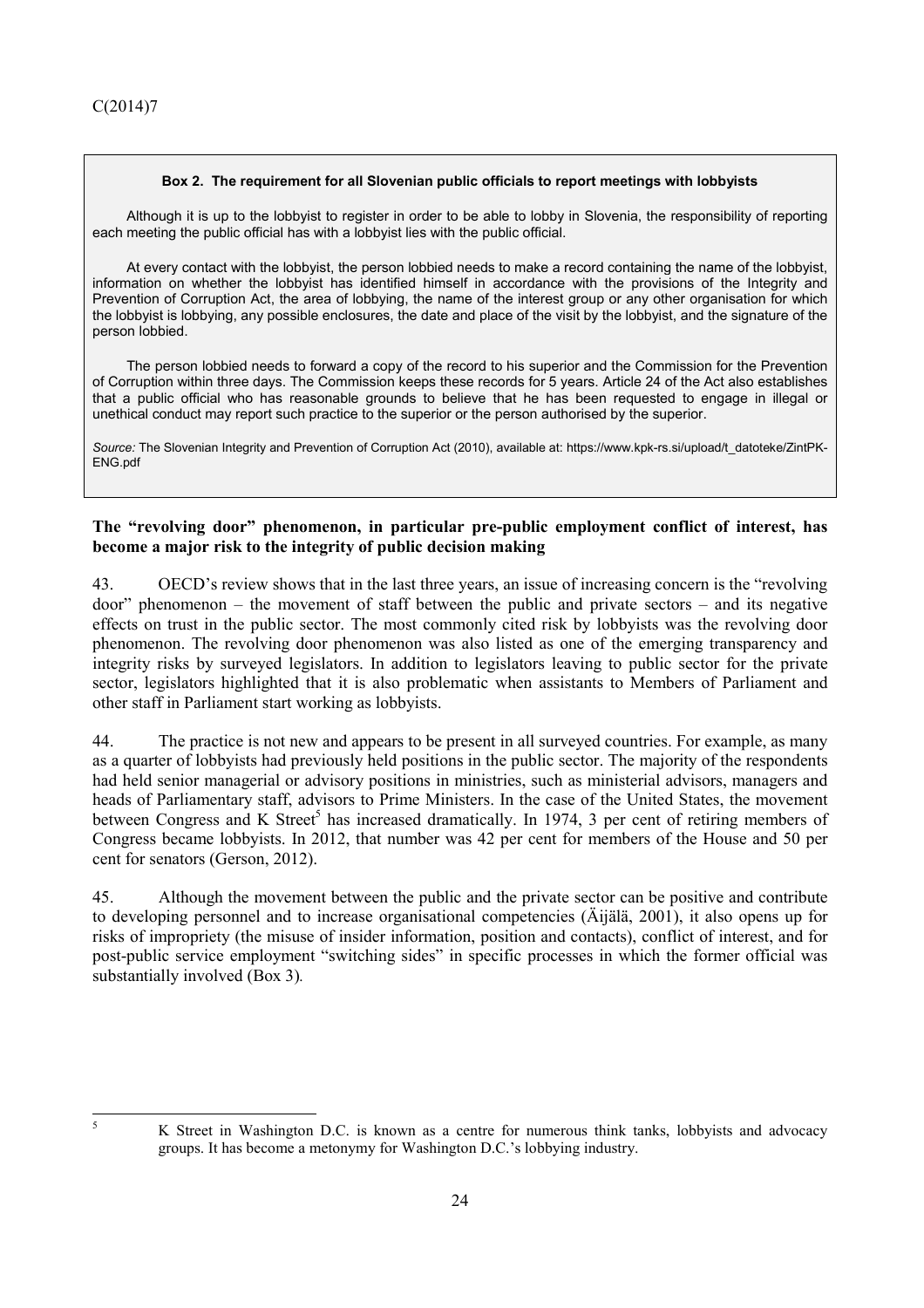**Box 2. The requirement for all Slovenian public officials to report meetings with lobbyists**

Although it is up to the lobbyist to register in order to be able to lobby in Slovenia, the responsibility of reporting each meeting the public official has with a lobbyist lies with the public official.

At every contact with the lobbyist, the person lobbied needs to make a record containing the name of the lobbyist, information on whether the lobbyist has identified himself in accordance with the provisions of the Integrity and Prevention of Corruption Act, the area of lobbying, the name of the interest group or any other organisation for which the lobbyist is lobbying, any possible enclosures, the date and place of the visit by the lobbyist, and the signature of the person lobbied.

The person lobbied needs to forward a copy of the record to his superior and the Commission for the Prevention of Corruption within three days. The Commission keeps these records for 5 years. Article 24 of the Act also establishes that a public official who has reasonable grounds to believe that he has been requested to engage in illegal or unethical conduct may report such practice to the superior or the person authorised by the superior.

*Source:* The Slovenian Integrity and Prevention of Corruption Act (2010), available at: https://www.kpk-rs.si/upload/t_datoteke/ZintPK-ENG.pdf

**The "revolving door" phenomenon, in particular pre-public employment conflict of interest, has become a major risk to the integrity of public decision making**

43. OECD's review shows that in the last three years, an issue of increasing concern is the "revolving door" phenomenon – the movement of staff between the public and private sectors – and its negative effects on trust in the public sector. The most commonly cited risk by lobbyists was the revolving door phenomenon. The revolving door phenomenon was also listed as one of the emerging transparency and integrity risks by surveyed legislators. In addition to legislators leaving to public sector for the private sector, legislators highlighted that it is also problematic when assistants to Members of Parliament and other staff in Parliament start working as lobbyists.

44. The practice is not new and appears to be present in all surveyed countries. For example, as many as a quarter of lobbyists had previously held positions in the public sector. The majority of the respondents had held senior managerial or advisory positions in ministries, such as ministerial advisors, managers and heads of Parliamentary staff, advisors to Prime Ministers. In the case of the United States, the movement between Congress and K Street[5] has increased dramatically. In 1974, 3 per cent of retiring members of Congress became lobbyists. In 2012, that number was 42 per cent for members of the House and 50 per cent for senators (Gerson, 2012).

45. Although the movement between the public and the private sector can be positive and contribute to developing personnel and to increase organisational competencies (Äijälä, 2001), it also opens up for risks of impropriety (the misuse of insider information, position and contacts), conflict of interest, and for post-public service employment "switching sides" in specific processes in which the former official was substantially involved (Box 3).

[5] K Street in Washington D.C. is known as a centre for numerous think tanks, lobbyists and advocacy groups. It has become a metonymy for Washington D.C.'s lobbying industry.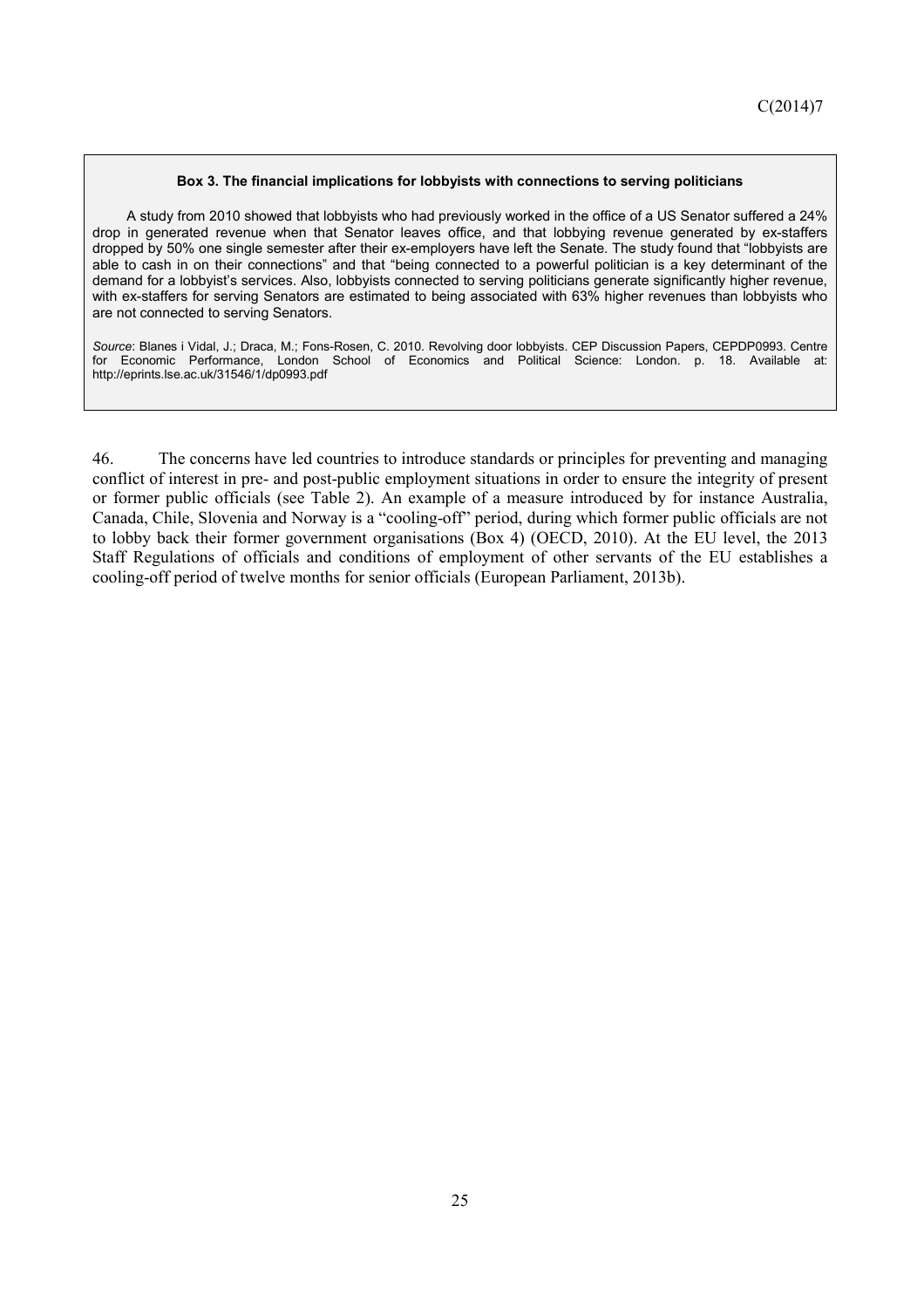**Box 3. The financial implications for lobbyists with connections to serving politicians**

A study from 2010 showed that lobbyists who had previously worked in the office of a US Senator suffered a 24% drop in generated revenue when that Senator leaves office, and that lobbying revenue generated by ex-staffers dropped by 50% one single semester after their ex-employers have left the Senate. The study found that "lobbyists are able to cash in on their connections" and that "being connected to a powerful politician is a key determinant of the demand for a lobbyist's services. Also, lobbyists connected to serving politicians generate significantly higher revenue, with ex-staffers for serving Senators are estimated to being associated with 63% higher revenues than lobbyists who are not connected to serving Senators.

*Source*: Blanes i Vidal, J.; Draca, M.; Fons-Rosen, C. 2010. Revolving door lobbyists. CEP Discussion Papers, CEPDP0993. Centre for Economic Performance, London School of Economics and Political Science: London. p. 18. Available at: http://eprints.lse.ac.uk/31546/1/dp0993.pdf

46. The concerns have led countries to introduce standards or principles for preventing and managing conflict of interest in pre- and post-public employment situations in order to ensure the integrity of present or former public officials (see Table 2). An example of a measure introduced by for instance Australia, Canada, Chile, Slovenia and Norway is a "cooling-off" period, during which former public officials are not to lobby back their former government organisations (Box 4) (OECD, 2010). At the EU level, the 2013 Staff Regulations of officials and conditions of employment of other servants of the EU establishes a cooling-off period of twelve months for senior officials (European Parliament, 2013b).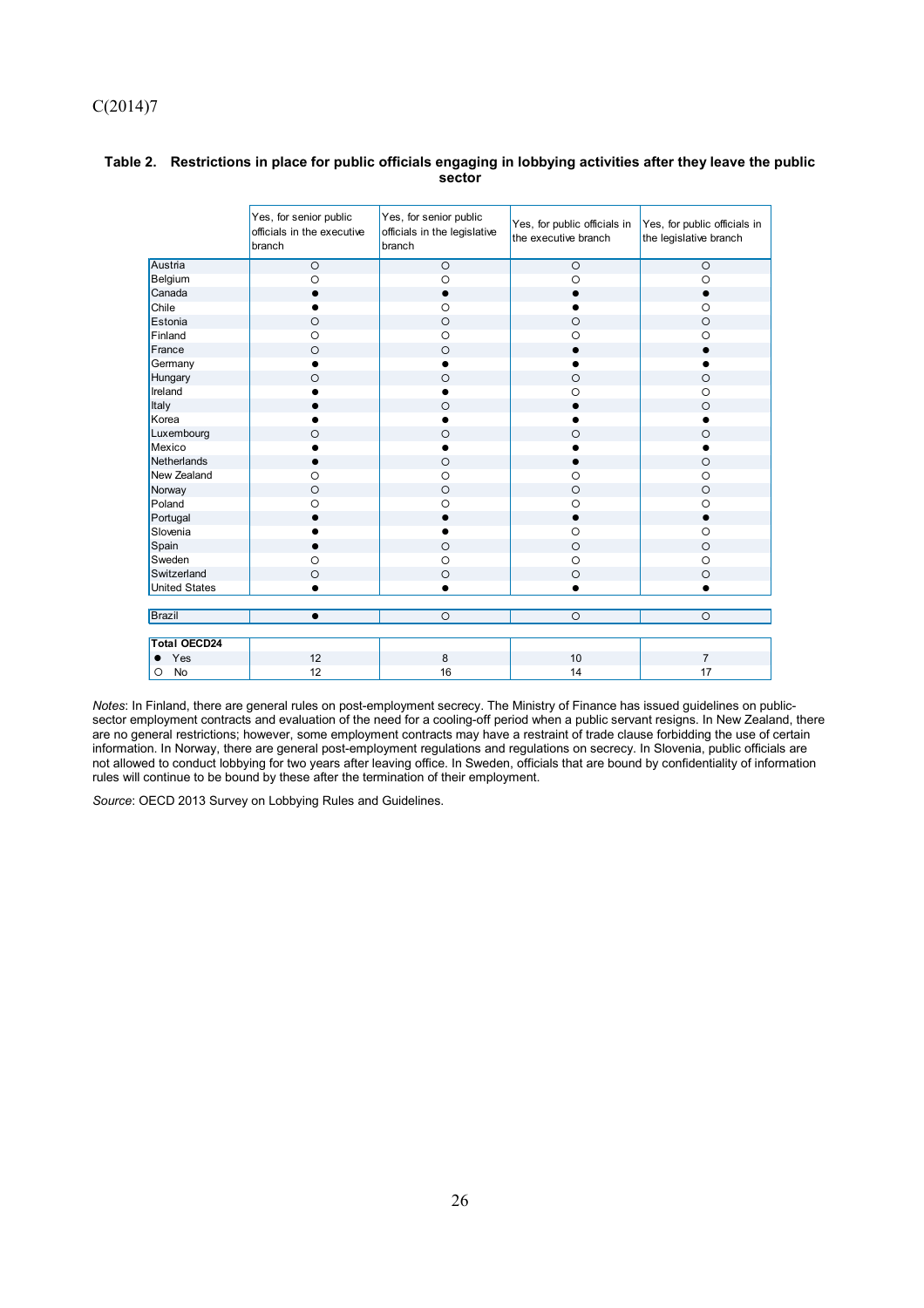**Table 2. Restrictions in place for public officials engaging in lobbying activities after they leave the public sector**

| | Yes, for senior public officials in the executive branch | Yes, for senior public officials in the legislative branch | Yes, for public officials in the executive branch | Yes, for public officials in the legislative branch |
|---|---|---|---|---|
| Austria | ○ | ○ | ○ | ○ |
| Belgium | ○ | ○ | ○ | ○ |
| Canada | ● | ● | ● | ● |
| Chile | ● | ○ | ● | ○ |
| Estonia | ○ | ○ | ○ | ○ |
| Finland | ○ | ○ | ○ | ○ |
| France | ○ | ○ | ● | ● |
| Germany | ● | ● | ● | ● |
| Hungary | ○ | ○ | ○ | ○ |
| Ireland | ● | ● | ○ | ○ |
| Italy | ● | ○ | ● | ○ |
| Korea | ● | ● | ● | ● |
| Luxembourg | ○ | ○ | ○ | ○ |
| Mexico | ● | ● | ● | ● |
| Netherlands | ● | ○ | ● | ○ |
| New Zealand | ○ | ○ | ○ | ○ |
| Norway | ○ | ○ | ○ | ○ |
| Poland | ○ | ○ | ○ | ○ |
| Portugal | ● | ● | ● | ● |
| Slovenia | ● | ● | ○ | ○ |
| Spain | ● | ○ | ○ | ○ |
| Sweden | ○ | ○ | ○ | ○ |
| Switzerland | ○ | ○ | ○ | ○ |
| United States | ● | ● | ● | ● |
| | | | | |
| Brazil | ● | ○ | ○ | ○ |
| | | | | |
| **Total OECD24** | | | | |
| ● Yes | 12 | 8 | 10 | 7 |
| ○ No | 12 | 16 | 14 | 17 |

*Notes*: In Finland, there are general rules on post-employment secrecy. The Ministry of Finance has issued guidelines on public-sector employment contracts and evaluation of the need for a cooling-off period when a public servant resigns. In New Zealand, there are no general restrictions; however, some employment contracts may have a restraint of trade clause forbidding the use of certain information. In Norway, there are general post-employment regulations and regulations on secrecy. In Slovenia, public officials are not allowed to conduct lobbying for two years after leaving office. In Sweden, officials that are bound by confidentiality of information rules will continue to be bound by these after the termination of their employment.

*Source*: OECD 2013 Survey on Lobbying Rules and Guidelines.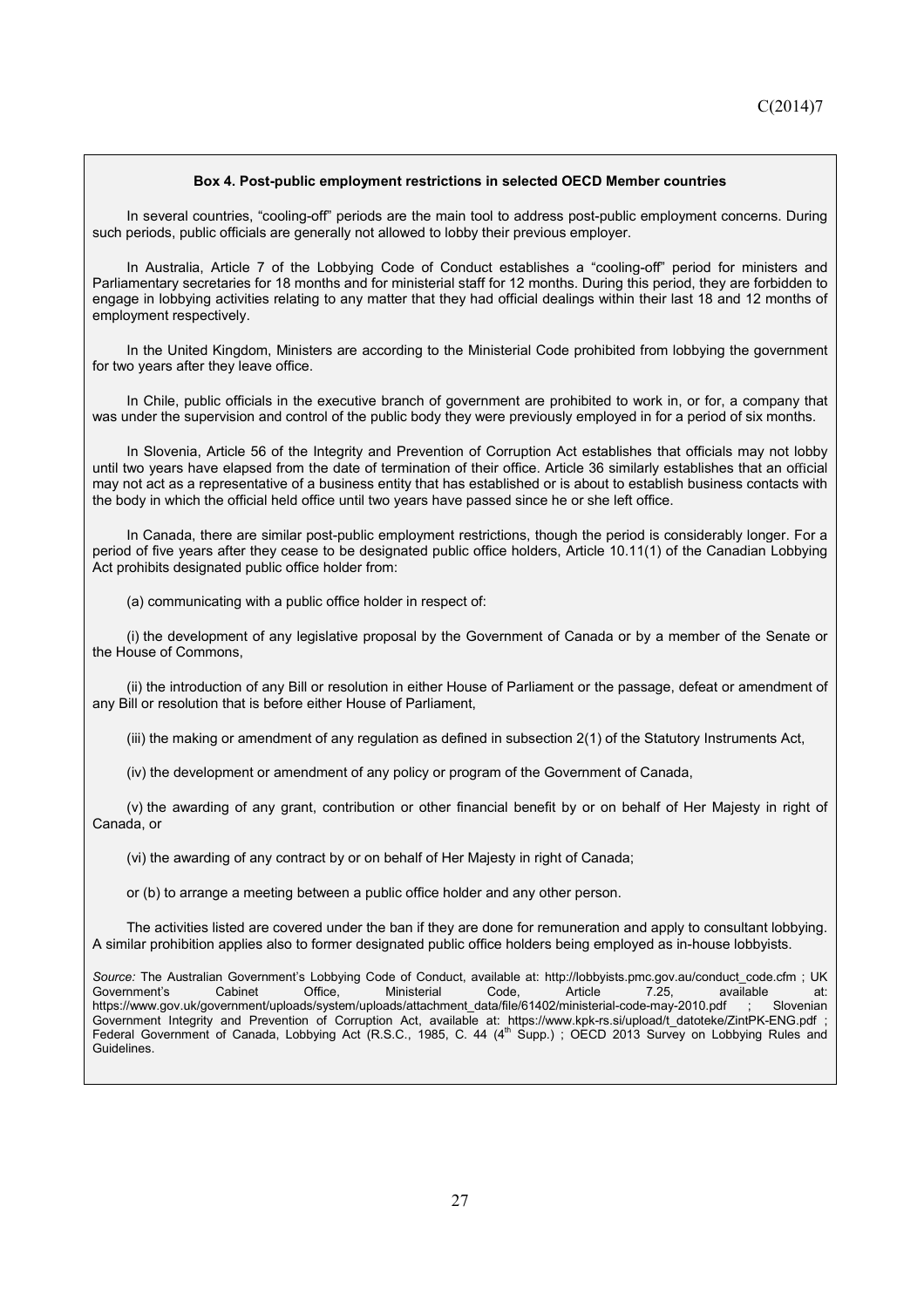**Box 4. Post-public employment restrictions in selected OECD Member countries**

In several countries, "cooling-off" periods are the main tool to address post-public employment concerns. During such periods, public officials are generally not allowed to lobby their previous employer.

In Australia, Article 7 of the Lobbying Code of Conduct establishes a "cooling-off" period for ministers and Parliamentary secretaries for 18 months and for ministerial staff for 12 months. During this period, they are forbidden to engage in lobbying activities relating to any matter that they had official dealings within their last 18 and 12 months of employment respectively.

In the United Kingdom, Ministers are according to the Ministerial Code prohibited from lobbying the government for two years after they leave office.

In Chile, public officials in the executive branch of government are prohibited to work in, or for, a company that was under the supervision and control of the public body they were previously employed in for a period of six months.

In Slovenia, Article 56 of the Integrity and Prevention of Corruption Act establishes that officials may not lobby until two years have elapsed from the date of termination of their office. Article 36 similarly establishes that an official may not act as a representative of a business entity that has established or is about to establish business contacts with the body in which the official held office until two years have passed since he or she left office.

In Canada, there are similar post-public employment restrictions, though the period is considerably longer. For a period of five years after they cease to be designated public office holders, Article 10.11(1) of the Canadian Lobbying Act prohibits designated public office holder from:

(a) communicating with a public office holder in respect of:

(i) the development of any legislative proposal by the Government of Canada or by a member of the Senate or the House of Commons,

(ii) the introduction of any Bill or resolution in either House of Parliament or the passage, defeat or amendment of any Bill or resolution that is before either House of Parliament,

(iii) the making or amendment of any regulation as defined in subsection 2(1) of the Statutory Instruments Act,

(iv) the development or amendment of any policy or program of the Government of Canada,

(v) the awarding of any grant, contribution or other financial benefit by or on behalf of Her Majesty in right of Canada, or

(vi) the awarding of any contract by or on behalf of Her Majesty in right of Canada;

or (b) to arrange a meeting between a public office holder and any other person.

The activities listed are covered under the ban if they are done for remuneration and apply to consultant lobbying. A similar prohibition applies also to former designated public office holders being employed as in-house lobbyists.

*Source:* The Australian Government's Lobbying Code of Conduct, available at: http://lobbyists.pmc.gov.au/conduct_code.cfm ; UK Government's Cabinet Office, Ministerial Code, Article 7.25, available at: https://www.gov.uk/government/uploads/system/uploads/attachment_data/file/61402/ministerial-code-may-2010.pdf ; Slovenian Government Integrity and Prevention of Corruption Act, available at: https://www.kpk-rs.si/upload/t_datoteke/ZintPK-ENG.pdf ; Federal Government of Canada, Lobbying Act (R.S.C., 1985, C. 44 (4th Supp.) ; OECD 2013 Survey on Lobbying Rules and Guidelines.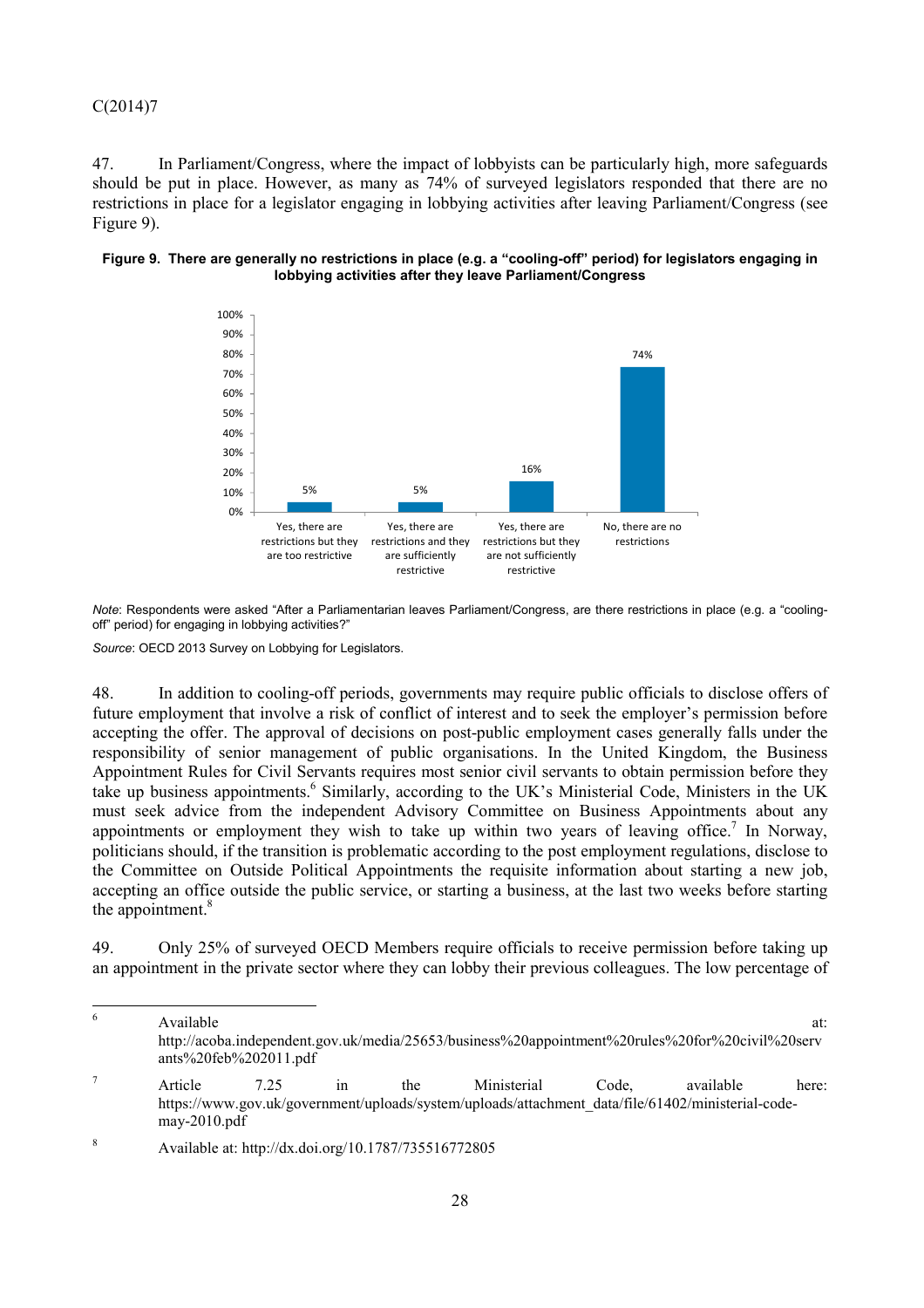47. In Parliament/Congress, where the impact of lobbyists can be particularly high, more safeguards should be put in place. However, as many as 74% of surveyed legislators responded that there are no restrictions in place for a legislator engaging in lobbying activities after leaving Parliament/Congress (see Figure 9).

**Figure 9. There are generally no restrictions in place (e.g. a "cooling-off" period) for legislators engaging in lobbying activities after they leave Parliament/Congress**

| Response | Percentage |
|---|---|
| Yes, there are restrictions but they are too restrictive | 5% |
| Yes, there are restrictions and they are sufficiently restrictive | 5% |
| Yes, there are restrictions but they are not sufficiently restrictive | 16% |
| No, there are no restrictions | 74% |

*Note*: Respondents were asked "After a Parliamentarian leaves Parliament/Congress, are there restrictions in place (e.g. a "cooling-off" period) for engaging in lobbying activities?"

*Source*: OECD 2013 Survey on Lobbying for Legislators.

48. In addition to cooling-off periods, governments may require public officials to disclose offers of future employment that involve a risk of conflict of interest and to seek the employer's permission before accepting the offer. The approval of decisions on post-public employment cases generally falls under the responsibility of senior management of public organisations. In the United Kingdom, the Business Appointment Rules for Civil Servants requires most senior civil servants to obtain permission before they take up business appointments.[6] Similarly, according to the UK's Ministerial Code, Ministers in the UK must seek advice from the independent Advisory Committee on Business Appointments about any appointments or employment they wish to take up within two years of leaving office.[7] In Norway, politicians should, if the transition is problematic according to the post employment regulations, disclose to the Committee on Outside Political Appointments the requisite information about starting a new job, accepting an office outside the public service, or starting a business, at the last two weeks before starting the appointment.[8]

49. Only 25% of surveyed OECD Members require officials to receive permission before taking up an appointment in the private sector where they can lobby their previous colleagues. The low percentage of

---

[6] Available at: http://acoba.independent.gov.uk/media/25653/business%20appointment%20rules%20for%20civil%20servants%20feb%202011.pdf

[7] Article 7.25 in the Ministerial Code, available here: https://www.gov.uk/government/uploads/system/uploads/attachment_data/file/61402/ministerial-code-may-2010.pdf

[8] Available at: http://dx.doi.org/10.1787/735516772805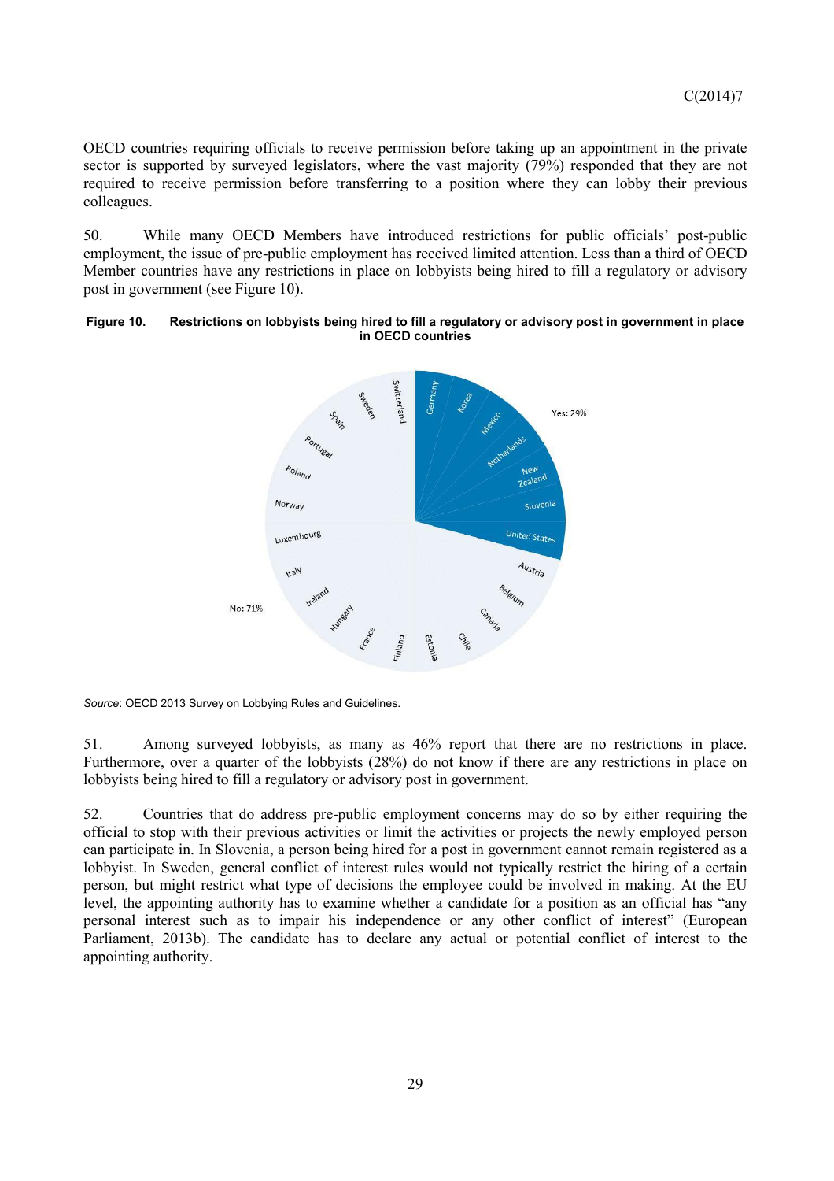OECD countries requiring officials to receive permission before taking up an appointment in the private sector is supported by surveyed legislators, where the vast majority (79%) responded that they are not required to receive permission before transferring to a position where they can lobby their previous colleagues.

50. While many OECD Members have introduced restrictions for public officials' post-public employment, the issue of pre-public employment has received limited attention. Less than a third of OECD Member countries have any restrictions in place on lobbyists being hired to fill a regulatory or advisory post in government (see Figure 10).

**Figure 10. Restrictions on lobbyists being hired to fill a regulatory or advisory post in government in place in OECD countries**

Yes: 29%: Germany, Korea, Mexico, Netherlands, New Zealand, Slovenia, United States

No: 71%: Austria, Belgium, Canada, Chile, Estonia, Finland, France, Hungary, Ireland, Italy, Luxembourg, Norway, Poland, Portugal, Spain, Sweden, Switzerland

*Source*: OECD 2013 Survey on Lobbying Rules and Guidelines.

51. Among surveyed lobbyists, as many as 46% report that there are no restrictions in place. Furthermore, over a quarter of the lobbyists (28%) do not know if there are any restrictions in place on lobbyists being hired to fill a regulatory or advisory post in government.

52. Countries that do address pre-public employment concerns may do so by either requiring the official to stop with their previous activities or limit the activities or projects the newly employed person can participate in. In Slovenia, a person being hired for a post in government cannot remain registered as a lobbyist. In Sweden, general conflict of interest rules would not typically restrict the hiring of a certain person, but might restrict what type of decisions the employee could be involved in making. At the EU level, the appointing authority has to examine whether a candidate for a position as an official has "any personal interest such as to impair his independence or any other conflict of interest" (European Parliament, 2013b). The candidate has to declare any actual or potential conflict of interest to the appointing authority.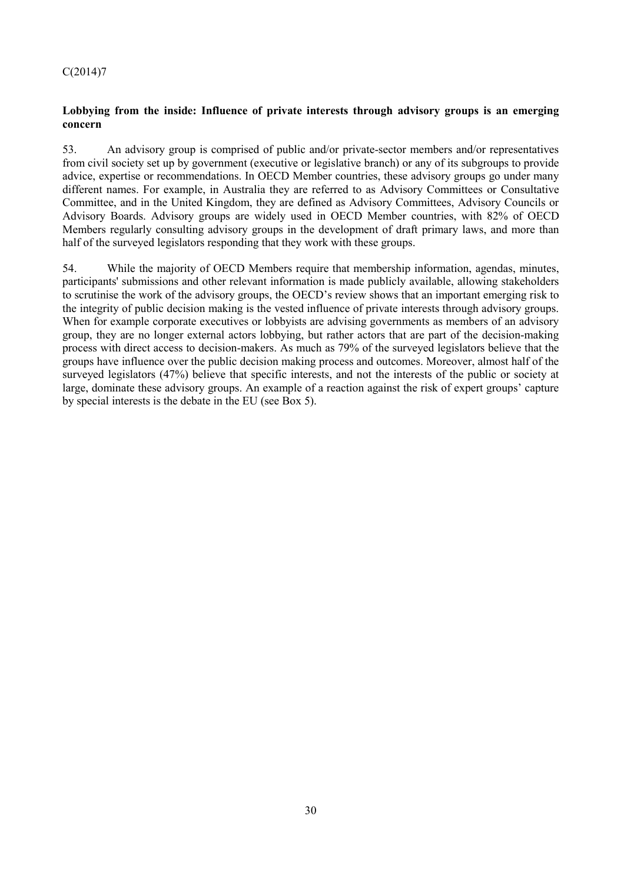**Lobbying from the inside: Influence of private interests through advisory groups is an emerging concern**

53. An advisory group is comprised of public and/or private-sector members and/or representatives from civil society set up by government (executive or legislative branch) or any of its subgroups to provide advice, expertise or recommendations. In OECD Member countries, these advisory groups go under many different names. For example, in Australia they are referred to as Advisory Committees or Consultative Committee, and in the United Kingdom, they are defined as Advisory Committees, Advisory Councils or Advisory Boards. Advisory groups are widely used in OECD Member countries, with 82% of OECD Members regularly consulting advisory groups in the development of draft primary laws, and more than half of the surveyed legislators responding that they work with these groups.

54. While the majority of OECD Members require that membership information, agendas, minutes, participants' submissions and other relevant information is made publicly available, allowing stakeholders to scrutinise the work of the advisory groups, the OECD's review shows that an important emerging risk to the integrity of public decision making is the vested influence of private interests through advisory groups. When for example corporate executives or lobbyists are advising governments as members of an advisory group, they are no longer external actors lobbying, but rather actors that are part of the decision-making process with direct access to decision-makers. As much as 79% of the surveyed legislators believe that the groups have influence over the public decision making process and outcomes. Moreover, almost half of the surveyed legislators (47%) believe that specific interests, and not the interests of the public or society at large, dominate these advisory groups. An example of a reaction against the risk of expert groups' capture by special interests is the debate in the EU (see Box 5).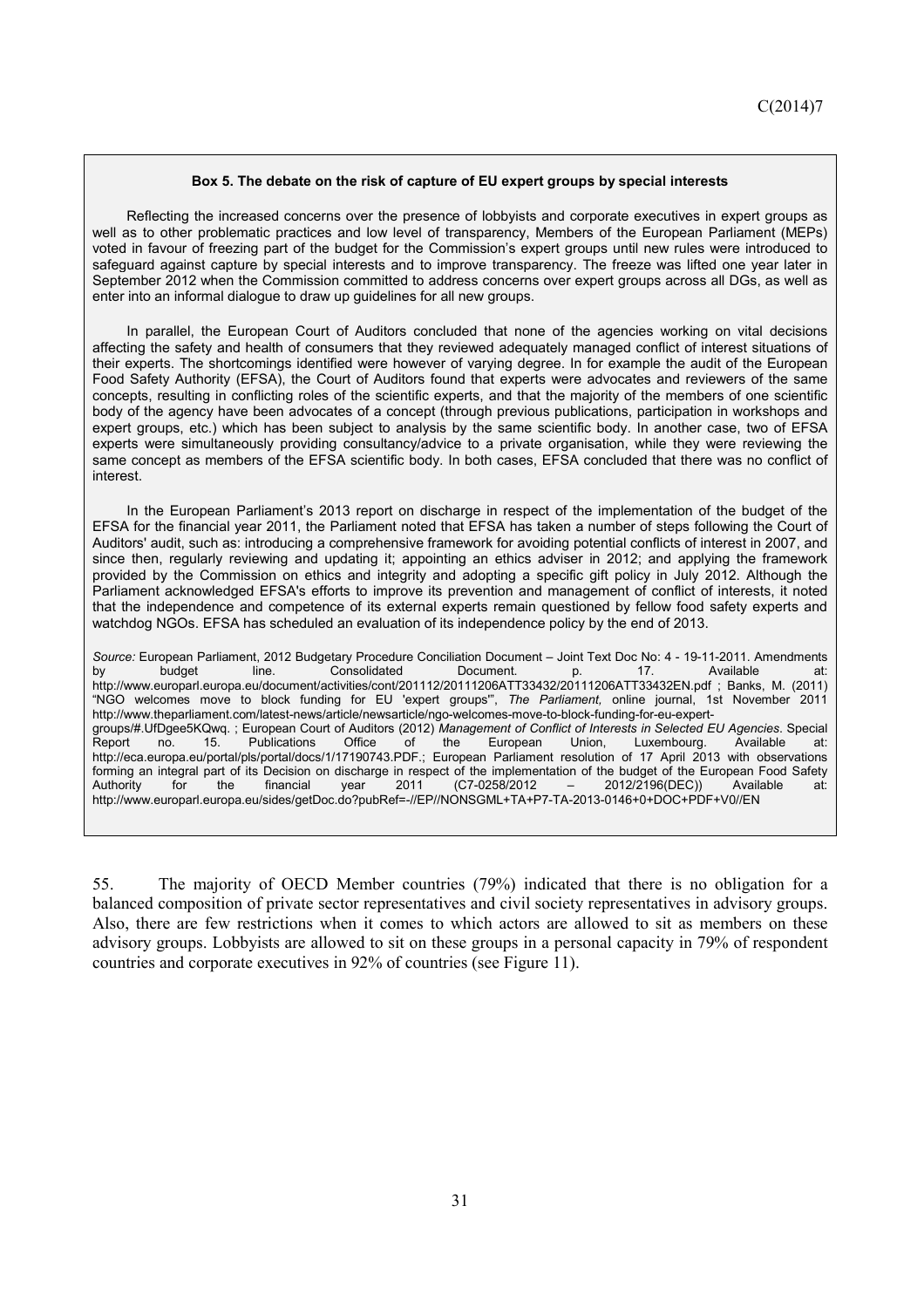**Box 5. The debate on the risk of capture of EU expert groups by special interests**

Reflecting the increased concerns over the presence of lobbyists and corporate executives in expert groups as well as to other problematic practices and low level of transparency, Members of the European Parliament (MEPs) voted in favour of freezing part of the budget for the Commission's expert groups until new rules were introduced to safeguard against capture by special interests and to improve transparency. The freeze was lifted one year later in September 2012 when the Commission committed to address concerns over expert groups across all DGs, as well as enter into an informal dialogue to draw up guidelines for all new groups.

In parallel, the European Court of Auditors concluded that none of the agencies working on vital decisions affecting the safety and health of consumers that they reviewed adequately managed conflict of interest situations of their experts. The shortcomings identified were however of varying degree. In for example the audit of the European Food Safety Authority (EFSA), the Court of Auditors found that experts were advocates and reviewers of the same concepts, resulting in conflicting roles of the scientific experts, and that the majority of the members of one scientific body of the agency have been advocates of a concept (through previous publications, participation in workshops and expert groups, etc.) which has been subject to analysis by the same scientific body. In another case, two of EFSA experts were simultaneously providing consultancy/advice to a private organisation, while they were reviewing the same concept as members of the EFSA scientific body. In both cases, EFSA concluded that there was no conflict of interest.

In the European Parliament's 2013 report on discharge in respect of the implementation of the budget of the EFSA for the financial year 2011, the Parliament noted that EFSA has taken a number of steps following the Court of Auditors' audit, such as: introducing a comprehensive framework for avoiding potential conflicts of interest in 2007, and since then, regularly reviewing and updating it; appointing an ethics adviser in 2012; and applying the framework provided by the Commission on ethics and integrity and adopting a specific gift policy in July 2012. Although the Parliament acknowledged EFSA's efforts to improve its prevention and management of conflict of interests, it noted that the independence and competence of its external experts remain questioned by fellow food safety experts and watchdog NGOs. EFSA has scheduled an evaluation of its independence policy by the end of 2013.

*Source:* European Parliament, 2012 Budgetary Procedure Conciliation Document – Joint Text Doc No: 4 - 19-11-2011. Amendments by budget line. Consolidated Document. p. 17. Available at: http://www.europarl.europa.eu/document/activities/cont/201112/20111206ATT33432/20111206ATT33432EN.pdf ; Banks, M. (2011) "NGO welcomes move to block funding for EU 'expert groups'", *The Parliament,* online journal, 1st November 2011 http://www.theparliament.com/latest-news/article/newsarticle/ngo-welcomes-move-to-block-funding-for-eu-expert-groups/#.UfDgee5KQwq. ; European Court of Auditors (2012) *Management of Conflict of Interests in Selected EU Agencies*. Special Report no. 15. Publications Office of the European Union, Luxembourg. Available at: http://eca.europa.eu/portal/pls/portal/docs/1/17190743.PDF.; European Parliament resolution of 17 April 2013 with observations forming an integral part of its Decision on discharge in respect of the implementation of the budget of the European Food Safety Authority for the financial year 2011 (C7-0258/2012 – 2012/2196(DEC)) Available at: http://www.europarl.europa.eu/sides/getDoc.do?pubRef=-//EP//NONSGML+TA+P7-TA-2013-0146+0+DOC+PDF+V0//EN

55. The majority of OECD Member countries (79%) indicated that there is no obligation for a balanced composition of private sector representatives and civil society representatives in advisory groups. Also, there are few restrictions when it comes to which actors are allowed to sit as members on these advisory groups. Lobbyists are allowed to sit on these groups in a personal capacity in 79% of respondent countries and corporate executives in 92% of countries (see Figure 11).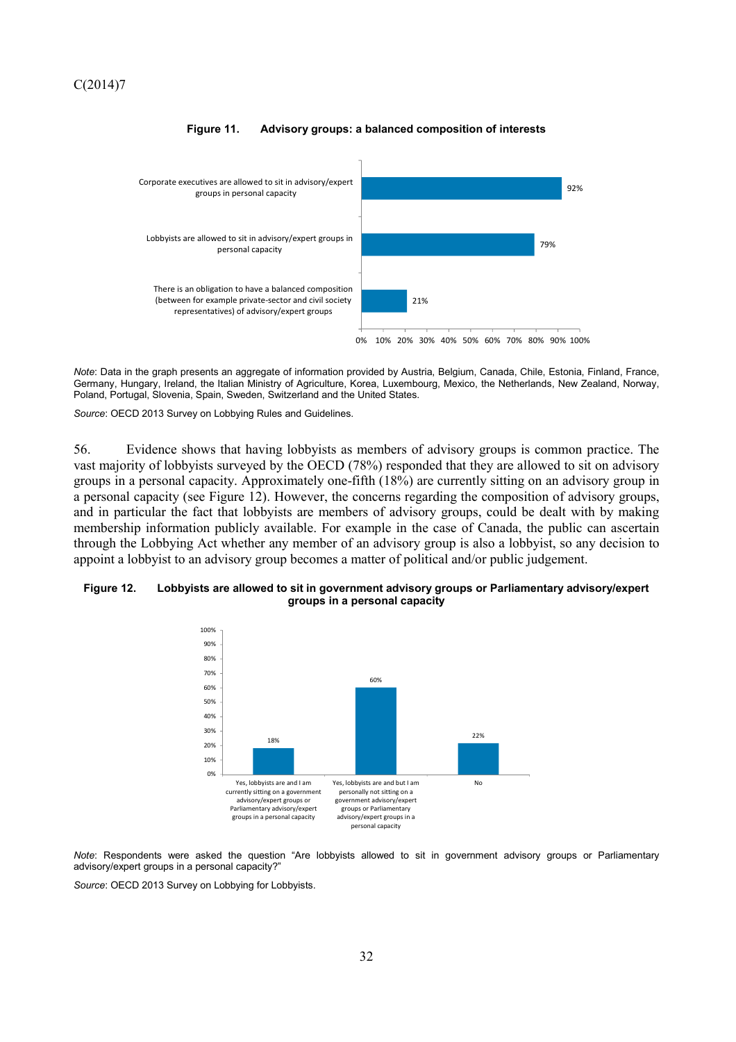**Figure 11. Advisory groups: a balanced composition of interests**

| | |
|---|---|
| Corporate executives are allowed to sit in advisory/expert groups in personal capacity | 92% |
| Lobbyists are allowed to sit in advisory/expert groups in personal capacity | 79% |
| There is an obligation to have a balanced composition (between for example private-sector and civil society representatives) of advisory/expert groups | 21% |

*Note*: Data in the graph presents an aggregate of information provided by Austria, Belgium, Canada, Chile, Estonia, Finland, France, Germany, Hungary, Ireland, the Italian Ministry of Agriculture, Korea, Luxembourg, Mexico, the Netherlands, New Zealand, Norway, Poland, Portugal, Slovenia, Spain, Sweden, Switzerland and the United States.

*Source*: OECD 2013 Survey on Lobbying Rules and Guidelines.

56. Evidence shows that having lobbyists as members of advisory groups is common practice. The vast majority of lobbyists surveyed by the OECD (78%) responded that they are allowed to sit on advisory groups in a personal capacity. Approximately one-fifth (18%) are currently sitting on an advisory group in a personal capacity (see Figure 12). However, the concerns regarding the composition of advisory groups, and in particular the fact that lobbyists are members of advisory groups, could be dealt with by making membership information publicly available. For example in the case of Canada, the public can ascertain through the Lobbying Act whether any member of an advisory group is also a lobbyist, so any decision to appoint a lobbyist to an advisory group becomes a matter of political and/or public judgement.

**Figure 12. Lobbyists are allowed to sit in government advisory groups or Parliamentary advisory/expert groups in a personal capacity**

| | |
|---|---|
| Yes, lobbyists are and I am currently sitting on a government advisory/expert groups or Parliamentary advisory/expert groups in a personal capacity | 18% |
| Yes, lobbyists are and but I am personally not sitting on a government advisory/expert groups or Parliamentary advisory/expert groups in a personal capacity | 60% |
| No | 22% |

*Note*: Respondents were asked the question "Are lobbyists allowed to sit in government advisory groups or Parliamentary advisory/expert groups in a personal capacity?"

*Source*: OECD 2013 Survey on Lobbying for Lobbyists.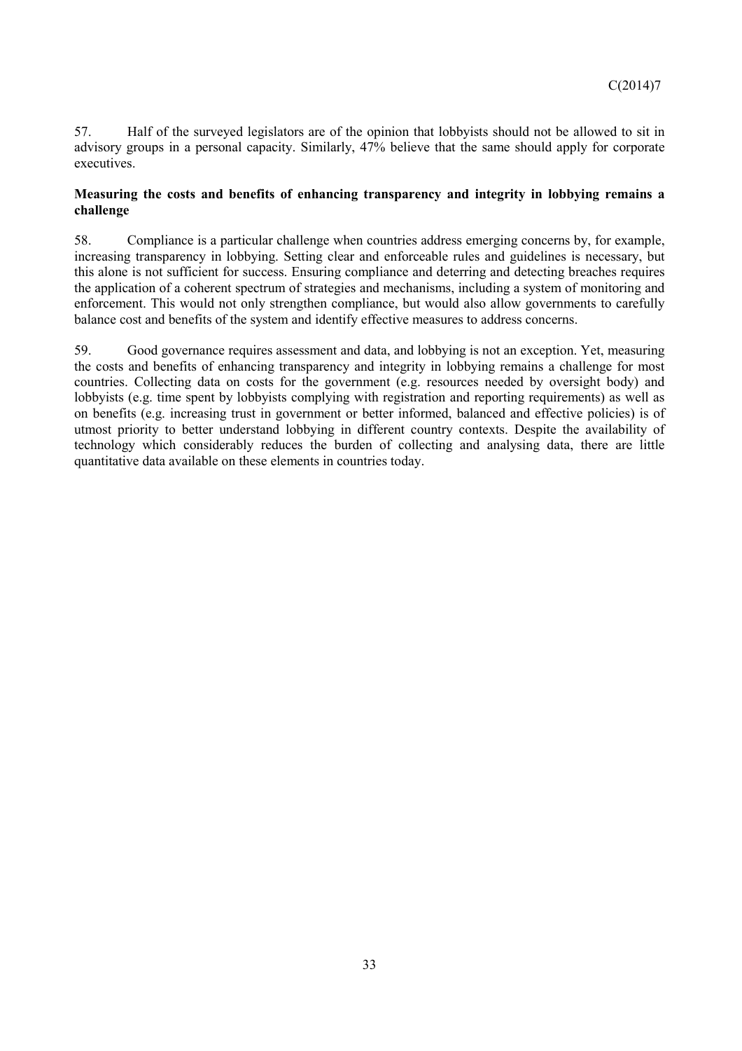57. Half of the surveyed legislators are of the opinion that lobbyists should not be allowed to sit in advisory groups in a personal capacity. Similarly, 47% believe that the same should apply for corporate executives.

**Measuring the costs and benefits of enhancing transparency and integrity in lobbying remains a challenge**

58. Compliance is a particular challenge when countries address emerging concerns by, for example, increasing transparency in lobbying. Setting clear and enforceable rules and guidelines is necessary, but this alone is not sufficient for success. Ensuring compliance and deterring and detecting breaches requires the application of a coherent spectrum of strategies and mechanisms, including a system of monitoring and enforcement. This would not only strengthen compliance, but would also allow governments to carefully balance cost and benefits of the system and identify effective measures to address concerns.

59. Good governance requires assessment and data, and lobbying is not an exception. Yet, measuring the costs and benefits of enhancing transparency and integrity in lobbying remains a challenge for most countries. Collecting data on costs for the government (e.g. resources needed by oversight body) and lobbyists (e.g. time spent by lobbyists complying with registration and reporting requirements) as well as on benefits (e.g. increasing trust in government or better informed, balanced and effective policies) is of utmost priority to better understand lobbying in different country contexts. Despite the availability of technology which considerably reduces the burden of collecting and analysing data, there are little quantitative data available on these elements in countries today.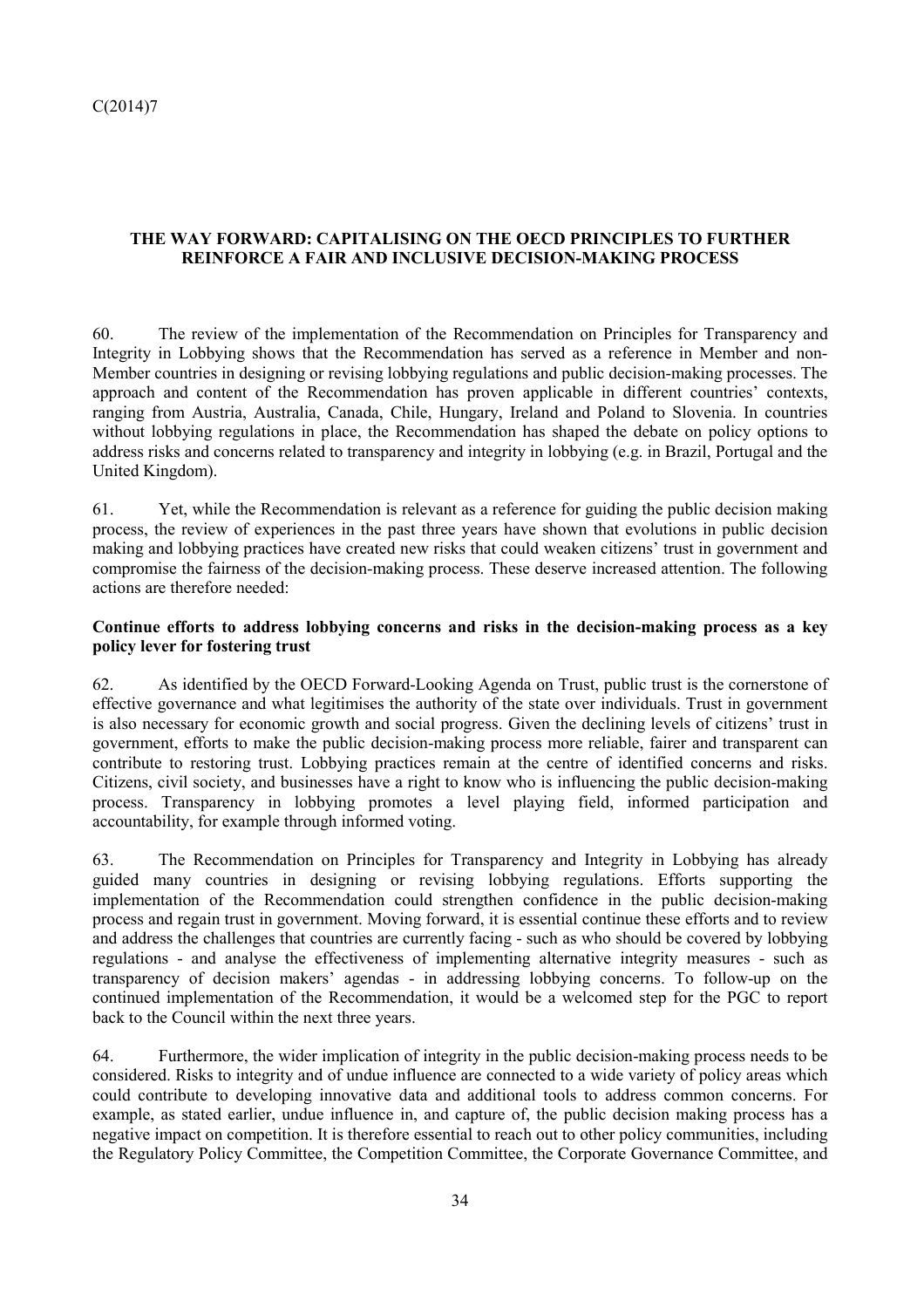## THE WAY FORWARD: CAPITALISING ON THE OECD PRINCIPLES TO FURTHER REINFORCE A FAIR AND INCLUSIVE DECISION-MAKING PROCESS

60. The review of the implementation of the Recommendation on Principles for Transparency and Integrity in Lobbying shows that the Recommendation has served as a reference in Member and non-Member countries in designing or revising lobbying regulations and public decision-making processes. The approach and content of the Recommendation has proven applicable in different countries' contexts, ranging from Austria, Australia, Canada, Chile, Hungary, Ireland and Poland to Slovenia. In countries without lobbying regulations in place, the Recommendation has shaped the debate on policy options to address risks and concerns related to transparency and integrity in lobbying (e.g. in Brazil, Portugal and the United Kingdom).

61. Yet, while the Recommendation is relevant as a reference for guiding the public decision making process, the review of experiences in the past three years have shown that evolutions in public decision making and lobbying practices have created new risks that could weaken citizens' trust in government and compromise the fairness of the decision-making process. These deserve increased attention. The following actions are therefore needed:

**Continue efforts to address lobbying concerns and risks in the decision-making process as a key policy lever for fostering trust**

62. As identified by the OECD Forward-Looking Agenda on Trust, public trust is the cornerstone of effective governance and what legitimises the authority of the state over individuals. Trust in government is also necessary for economic growth and social progress. Given the declining levels of citizens' trust in government, efforts to make the public decision-making process more reliable, fairer and transparent can contribute to restoring trust. Lobbying practices remain at the centre of identified concerns and risks. Citizens, civil society, and businesses have a right to know who is influencing the public decision-making process. Transparency in lobbying promotes a level playing field, informed participation and accountability, for example through informed voting.

63. The Recommendation on Principles for Transparency and Integrity in Lobbying has already guided many countries in designing or revising lobbying regulations. Efforts supporting the implementation of the Recommendation could strengthen confidence in the public decision-making process and regain trust in government. Moving forward, it is essential continue these efforts and to review and address the challenges that countries are currently facing - such as who should be covered by lobbying regulations - and analyse the effectiveness of implementing alternative integrity measures - such as transparency of decision makers' agendas - in addressing lobbying concerns. To follow-up on the continued implementation of the Recommendation, it would be a welcomed step for the PGC to report back to the Council within the next three years.

64. Furthermore, the wider implication of integrity in the public decision-making process needs to be considered. Risks to integrity and of undue influence are connected to a wide variety of policy areas which could contribute to developing innovative data and additional tools to address common concerns. For example, as stated earlier, undue influence in, and capture of, the public decision making process has a negative impact on competition. It is therefore essential to reach out to other policy communities, including the Regulatory Policy Committee, the Competition Committee, the Corporate Governance Committee, and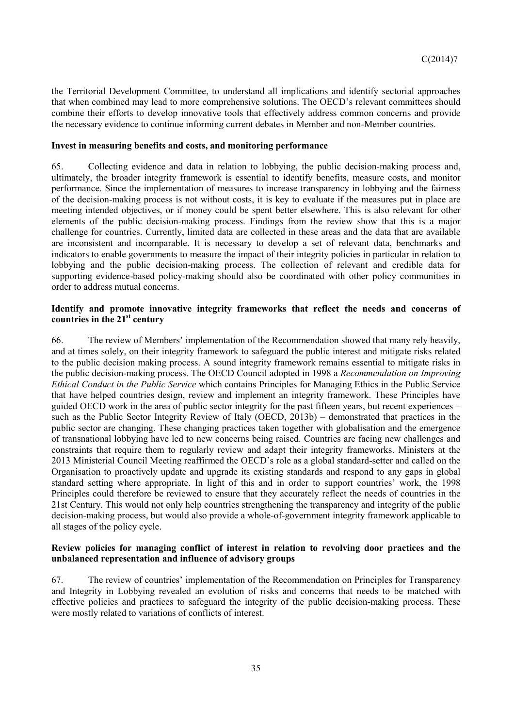the Territorial Development Committee, to understand all implications and identify sectorial approaches that when combined may lead to more comprehensive solutions. The OECD's relevant committees should combine their efforts to develop innovative tools that effectively address common concerns and provide the necessary evidence to continue informing current debates in Member and non-Member countries.

**Invest in measuring benefits and costs, and monitoring performance**

65. Collecting evidence and data in relation to lobbying, the public decision-making process and, ultimately, the broader integrity framework is essential to identify benefits, measure costs, and monitor performance. Since the implementation of measures to increase transparency in lobbying and the fairness of the decision-making process is not without costs, it is key to evaluate if the measures put in place are meeting intended objectives, or if money could be spent better elsewhere. This is also relevant for other elements of the public decision-making process. Findings from the review show that this is a major challenge for countries. Currently, limited data are collected in these areas and the data that are available are inconsistent and incomparable. It is necessary to develop a set of relevant data, benchmarks and indicators to enable governments to measure the impact of their integrity policies in particular in relation to lobbying and the public decision-making process. The collection of relevant and credible data for supporting evidence-based policy-making should also be coordinated with other policy communities in order to address mutual concerns.

**Identify and promote innovative integrity frameworks that reflect the needs and concerns of countries in the 21st century**

66. The review of Members' implementation of the Recommendation showed that many rely heavily, and at times solely, on their integrity framework to safeguard the public interest and mitigate risks related to the public decision making process. A sound integrity framework remains essential to mitigate risks in the public decision-making process. The OECD Council adopted in 1998 a *Recommendation on Improving Ethical Conduct in the Public Service* which contains Principles for Managing Ethics in the Public Service that have helped countries design, review and implement an integrity framework. These Principles have guided OECD work in the area of public sector integrity for the past fifteen years, but recent experiences – such as the Public Sector Integrity Review of Italy (OECD, 2013b) – demonstrated that practices in the public sector are changing. These changing practices taken together with globalisation and the emergence of transnational lobbying have led to new concerns being raised. Countries are facing new challenges and constraints that require them to regularly review and adapt their integrity frameworks. Ministers at the 2013 Ministerial Council Meeting reaffirmed the OECD's role as a global standard-setter and called on the Organisation to proactively update and upgrade its existing standards and respond to any gaps in global standard setting where appropriate. In light of this and in order to support countries' work, the 1998 Principles could therefore be reviewed to ensure that they accurately reflect the needs of countries in the 21st Century. This would not only help countries strengthening the transparency and integrity of the public decision-making process, but would also provide a whole-of-government integrity framework applicable to all stages of the policy cycle.

**Review policies for managing conflict of interest in relation to revolving door practices and the unbalanced representation and influence of advisory groups**

67. The review of countries' implementation of the Recommendation on Principles for Transparency and Integrity in Lobbying revealed an evolution of risks and concerns that needs to be matched with effective policies and practices to safeguard the integrity of the public decision-making process. These were mostly related to variations of conflicts of interest.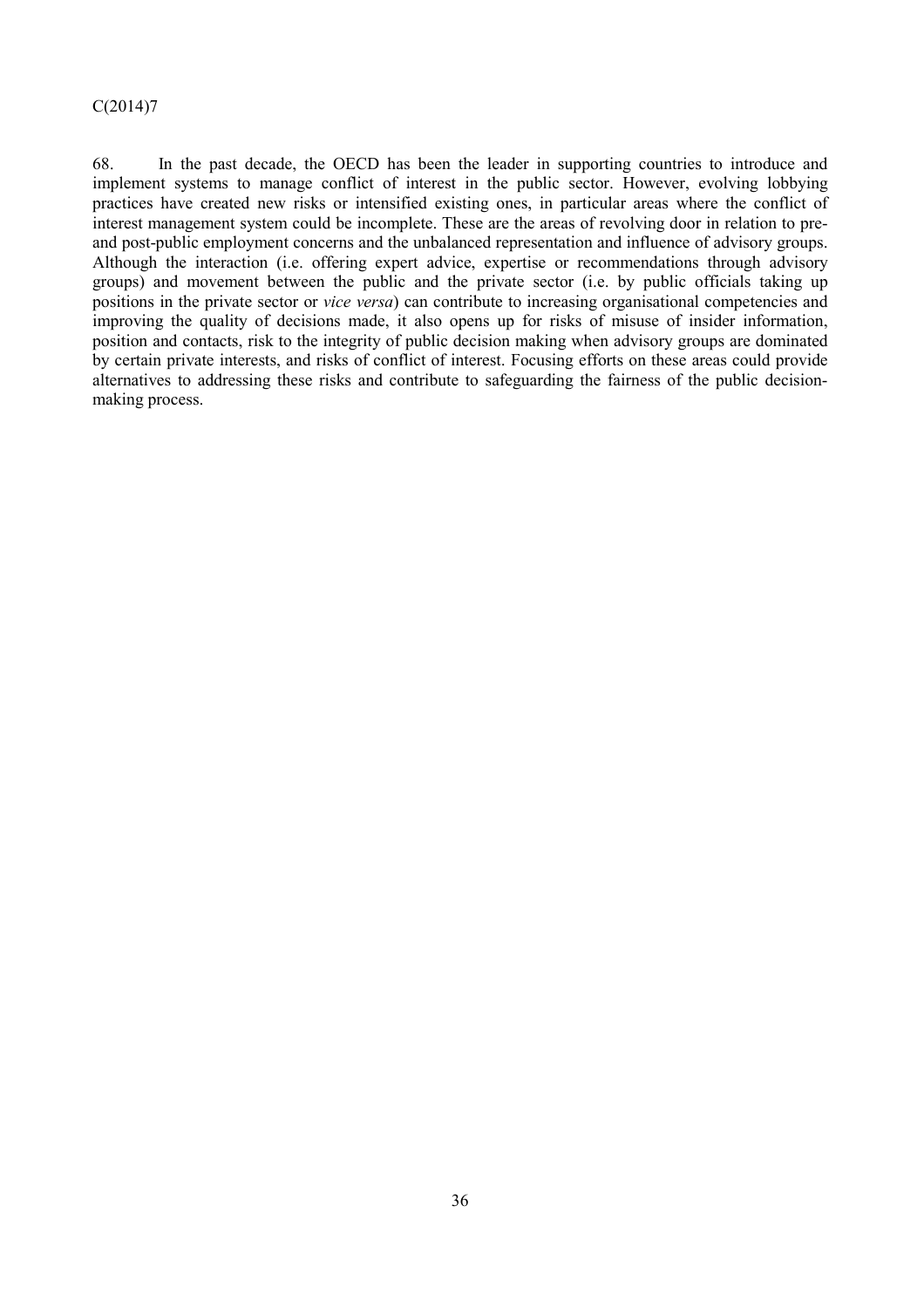68. In the past decade, the OECD has been the leader in supporting countries to introduce and implement systems to manage conflict of interest in the public sector. However, evolving lobbying practices have created new risks or intensified existing ones, in particular areas where the conflict of interest management system could be incomplete. These are the areas of revolving door in relation to pre- and post-public employment concerns and the unbalanced representation and influence of advisory groups. Although the interaction (i.e. offering expert advice, expertise or recommendations through advisory groups) and movement between the public and the private sector (i.e. by public officials taking up positions in the private sector or *vice versa*) can contribute to increasing organisational competencies and improving the quality of decisions made, it also opens up for risks of misuse of insider information, position and contacts, risk to the integrity of public decision making when advisory groups are dominated by certain private interests, and risks of conflict of interest. Focusing efforts on these areas could provide alternatives to addressing these risks and contribute to safeguarding the fairness of the public decision-making process.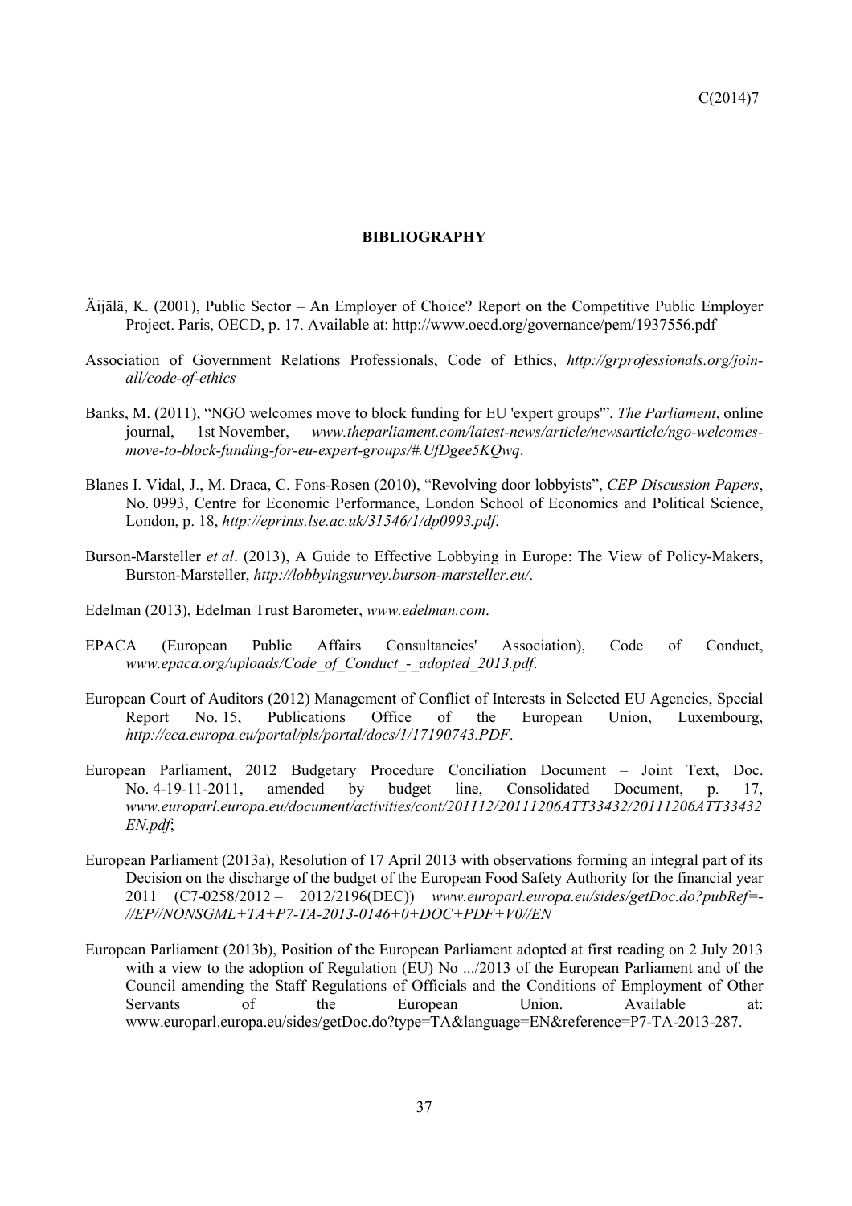# BIBLIOGRAPHY

Äijälä, K. (2001), Public Sector – An Employer of Choice? Report on the Competitive Public Employer Project. Paris, OECD, p. 17. Available at: http://www.oecd.org/governance/pem/1937556.pdf

Association of Government Relations Professionals, Code of Ethics, *http://grprofessionals.org/join-all/code-of-ethics*

Banks, M. (2011), "NGO welcomes move to block funding for EU 'expert groups'", *The Parliament*, online journal, 1st November, *www.theparliament.com/latest-news/article/newsarticle/ngo-welcomes-move-to-block-funding-for-eu-expert-groups/#.UfDgee5KQwq*.

Blanes I. Vidal, J., M. Draca, C. Fons-Rosen (2010), "Revolving door lobbyists", *CEP Discussion Papers*, No. 0993, Centre for Economic Performance, London School of Economics and Political Science, London, p. 18, *http://eprints.lse.ac.uk/31546/1/dp0993.pdf*.

Burson-Marsteller *et al*. (2013), A Guide to Effective Lobbying in Europe: The View of Policy-Makers, Burston-Marsteller, *http://lobbyingsurvey.burson-marsteller.eu/*.

Edelman (2013), Edelman Trust Barometer, *www.edelman.com*.

EPACA (European Public Affairs Consultancies' Association), Code of Conduct, *www.epaca.org/uploads/Code_of_Conduct_-_adopted_2013.pdf*.

European Court of Auditors (2012) Management of Conflict of Interests in Selected EU Agencies, Special Report No. 15, Publications Office of the European Union, Luxembourg, *http://eca.europa.eu/portal/pls/portal/docs/1/17190743.PDF*.

European Parliament, 2012 Budgetary Procedure Conciliation Document – Joint Text, Doc. No. 4-19-11-2011, amended by budget line, Consolidated Document, p. 17, *www.europarl.europa.eu/document/activities/cont/201112/20111206ATT33432/20111206ATT33432EN.pdf*;

European Parliament (2013a), Resolution of 17 April 2013 with observations forming an integral part of its Decision on the discharge of the budget of the European Food Safety Authority for the financial year 2011 (C7-0258/2012 – 2012/2196(DEC)) *www.europarl.europa.eu/sides/getDoc.do?pubRef=-//EP//NONSGML+TA+P7-TA-2013-0146+0+DOC+PDF+V0//EN*

European Parliament (2013b), Position of the European Parliament adopted at first reading on 2 July 2013 with a view to the adoption of Regulation (EU) No .../2013 of the European Parliament and of the Council amending the Staff Regulations of Officials and the Conditions of Employment of Other Servants of the European Union. Available at: www.europarl.europa.eu/sides/getDoc.do?type=TA&language=EN&reference=P7-TA-2013-287.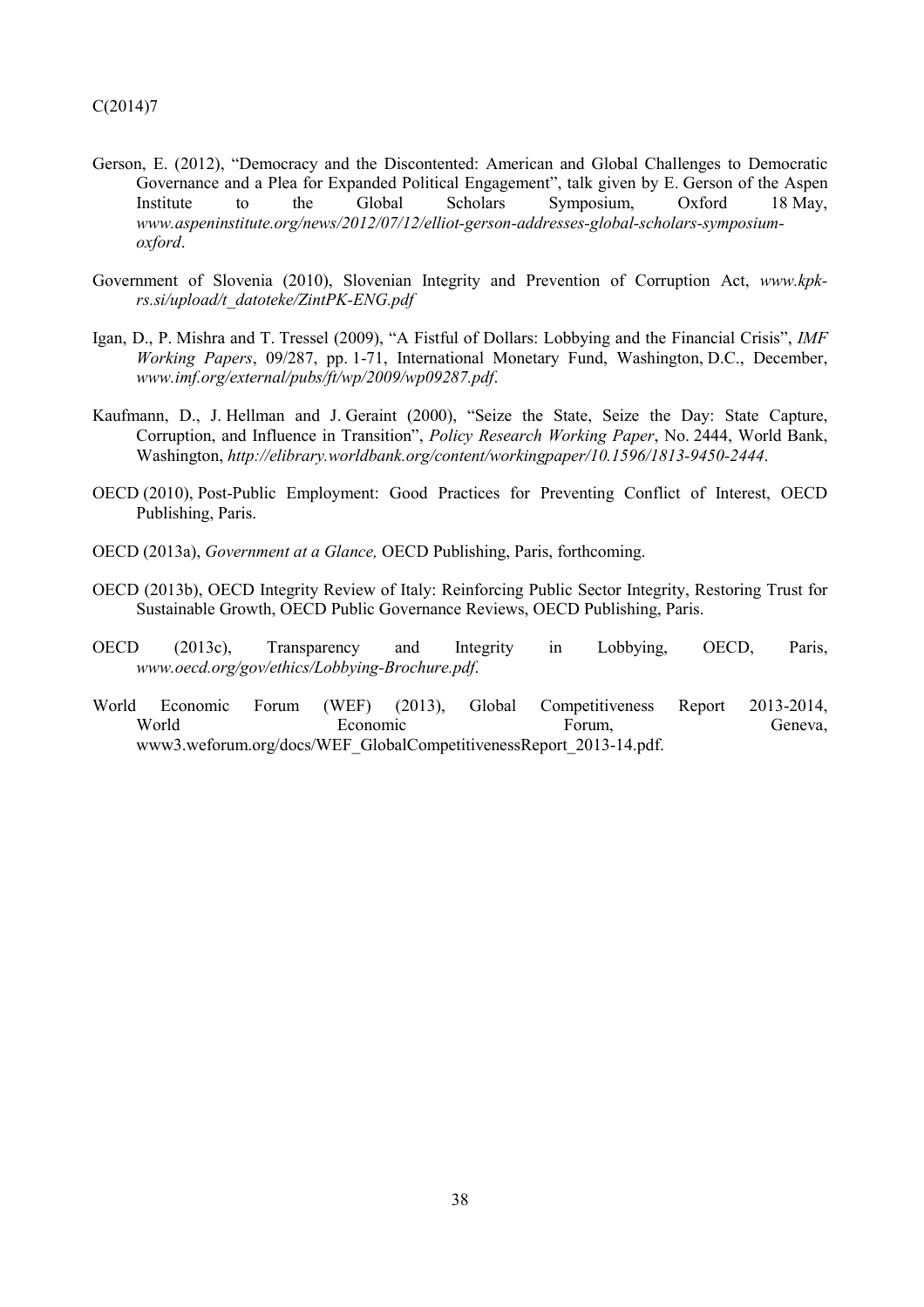Gerson, E. (2012), "Democracy and the Discontented: American and Global Challenges to Democratic Governance and a Plea for Expanded Political Engagement", talk given by E. Gerson of the Aspen Institute to the Global Scholars Symposium, Oxford 18 May, *www.aspeninstitute.org/news/2012/07/12/elliot-gerson-addresses-global-scholars-symposium-oxford*.

Government of Slovenia (2010), Slovenian Integrity and Prevention of Corruption Act, *www.kpk-rs.si/upload/t_datoteke/ZintPK-ENG.pdf*

Igan, D., P. Mishra and T. Tressel (2009), "A Fistful of Dollars: Lobbying and the Financial Crisis", *IMF Working Papers*, 09/287, pp. 1-71, International Monetary Fund, Washington, D.C., December, *www.imf.org/external/pubs/ft/wp/2009/wp09287.pdf*.

Kaufmann, D., J. Hellman and J. Geraint (2000), "Seize the State, Seize the Day: State Capture, Corruption, and Influence in Transition", *Policy Research Working Paper*, No. 2444, World Bank, Washington, *http://elibrary.worldbank.org/content/workingpaper/10.1596/1813-9450-2444*.

OECD (2010), Post-Public Employment: Good Practices for Preventing Conflict of Interest, OECD Publishing, Paris.

OECD (2013a), *Government at a Glance,* OECD Publishing, Paris, forthcoming.

OECD (2013b), OECD Integrity Review of Italy: Reinforcing Public Sector Integrity, Restoring Trust for Sustainable Growth, OECD Public Governance Reviews, OECD Publishing, Paris.

OECD (2013c), Transparency and Integrity in Lobbying, OECD, Paris, *www.oecd.org/gov/ethics/Lobbying-Brochure.pdf*.

World Economic Forum (WEF) (2013), Global Competitiveness Report 2013-2014, World Economic Forum, Geneva, www3.weforum.org/docs/WEF_GlobalCompetitivenessReport_2013-14.pdf.